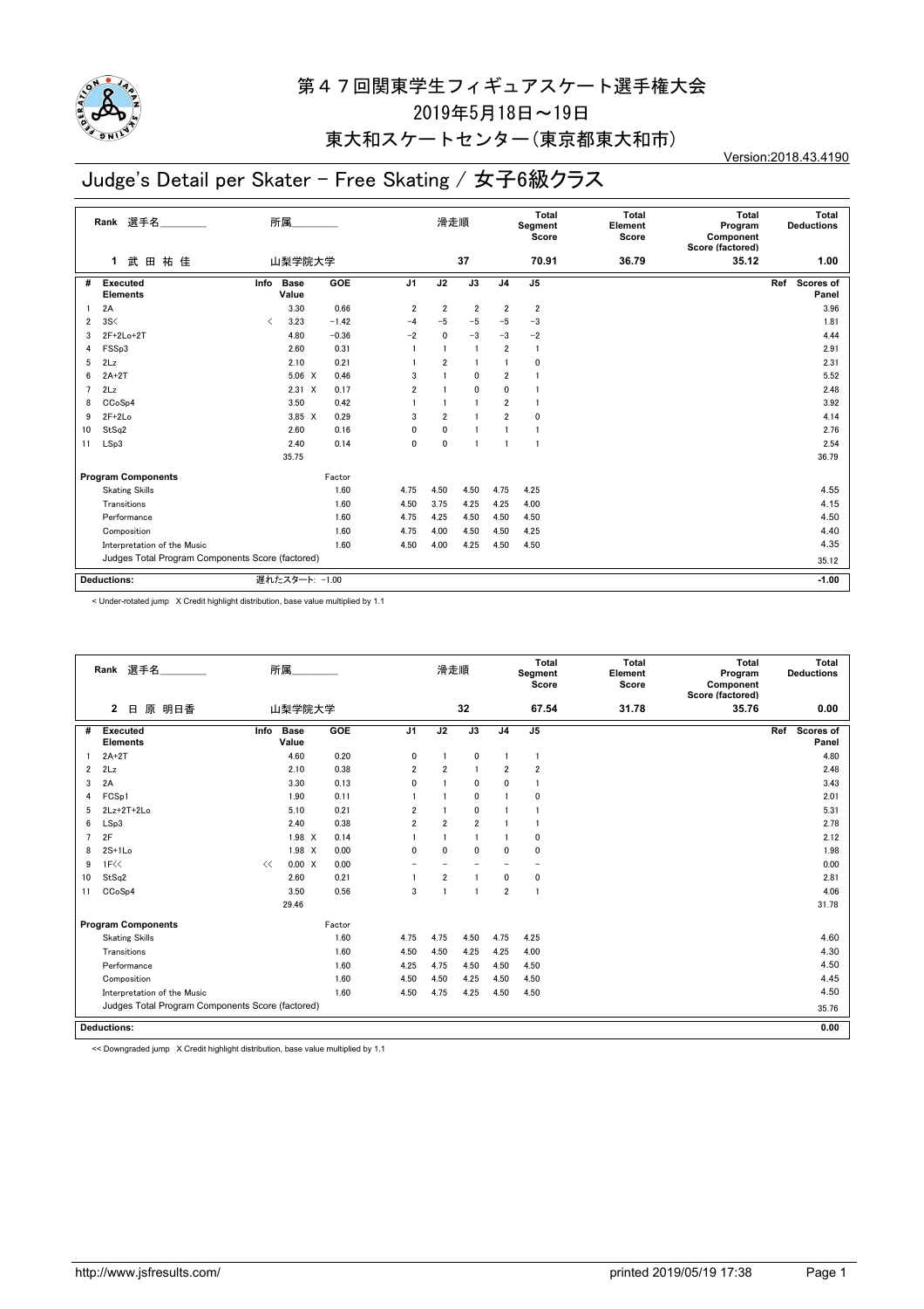# 第４７回関東学生フィギュアスケート選手権大会

2019年5月18日～19日

東大和スケートセンター（東京都東大和市）

Version:2018.43.4190

## Judge's Detail per Skater - Free Skating / 女子6級クラス

| Rank | 選手名 | 所属 | 滑走順 | Total Segment Score | Total Element Score | Total Program Component Score (factored) | Total Deductions |
|---|---|---|---|---|---|---|---|
| 1 | 武田祐佳 | 山梨学院大学 | 37 | 70.91 | 36.79 | 35.12 | 1.00 |

| # | Executed Elements | Info | Base Value | GOE | J1 | J2 | J3 | J4 | J5 | Ref | Scores of Panel |
|---|---|---|---|---|---|---|---|---|---|---|---|
| 1 | 2A | | 3.30 | 0.66 | 2 | 2 | 2 | 2 | 2 | | 3.96 |
| 2 | 3S< | < | 3.23 | −1.42 | −4 | −5 | −5 | −5 | −3 | | 1.81 |
| 3 | 2F+2Lo+2T | | 4.80 | −0.36 | −2 | 0 | −3 | −3 | −2 | | 4.44 |
| 4 | FSSp3 | | 2.60 | 0.31 | 1 | 1 | 1 | 2 | 1 | | 2.91 |
| 5 | 2Lz | | 2.10 | 0.21 | 1 | 2 | 1 | 1 | 0 | | 2.31 |
| 6 | 2A+2T | | 5.06 X | 0.46 | 3 | 1 | 0 | 2 | 1 | | 5.52 |
| 7 | 2Lz | | 2.31 X | 0.17 | 2 | 1 | 0 | 0 | 1 | | 2.48 |
| 8 | CCoSp4 | | 3.50 | 0.42 | 1 | 1 | 1 | 2 | 1 | | 3.92 |
| 9 | 2F+2Lo | | 3.85 X | 0.29 | 3 | 2 | 1 | 2 | 0 | | 4.14 |
| 10 | StSq2 | | 2.60 | 0.16 | 0 | 0 | 1 | 1 | 1 | | 2.76 |
| 11 | LSp3 | | 2.40 | 0.14 | 0 | 0 | 1 | 1 | 1 | | 2.54 |
| | | | 35.75 | | | | | | | | 36.79 |

| Program Components | Factor | J1 | J2 | J3 | J4 | J5 | Scores of Panel |
|---|---|---|---|---|---|---|---|
| Skating Skills | 1.60 | 4.75 | 4.50 | 4.50 | 4.75 | 4.25 | 4.55 |
| Transitions | 1.60 | 4.50 | 3.75 | 4.25 | 4.25 | 4.00 | 4.15 |
| Performance | 1.60 | 4.75 | 4.25 | 4.50 | 4.50 | 4.50 | 4.50 |
| Composition | 1.60 | 4.75 | 4.00 | 4.50 | 4.50 | 4.25 | 4.40 |
| Interpretation of the Music | 1.60 | 4.50 | 4.00 | 4.25 | 4.50 | 4.50 | 4.35 |
| Judges Total Program Components Score (factored) | | | | | | | 35.12 |

| Deductions: | 遅れたスタート: −1.00 | −1.00 |
|---|---|---|

< Under-rotated jump X Credit highlight distribution, base value multiplied by 1.1

| Rank | 選手名 | 所属 | 滑走順 | Total Segment Score | Total Element Score | Total Program Component Score (factored) | Total Deductions |
|---|---|---|---|---|---|---|---|
| 2 | 日原明日香 | 山梨学院大学 | 32 | 67.54 | 31.78 | 35.76 | 0.00 |

| # | Executed Elements | Info | Base Value | GOE | J1 | J2 | J3 | J4 | J5 | Ref | Scores of Panel |
|---|---|---|---|---|---|---|---|---|---|---|---|
| 1 | 2A+2T | | 4.60 | 0.20 | 0 | 1 | 0 | 1 | 1 | | 4.80 |
| 2 | 2Lz | | 2.10 | 0.38 | 2 | 2 | 1 | 2 | 2 | | 2.48 |
| 3 | 2A | | 3.30 | 0.13 | 0 | 1 | 0 | 0 | 1 | | 3.43 |
| 4 | FCSp1 | | 1.90 | 0.11 | 1 | 1 | 0 | 1 | 0 | | 2.01 |
| 5 | 2Lz+2T+2Lo | | 5.10 | 0.21 | 2 | 1 | 0 | 1 | 1 | | 5.31 |
| 6 | LSp3 | | 2.40 | 0.38 | 2 | 2 | 2 | 1 | 1 | | 2.78 |
| 7 | 2F | | 1.98 X | 0.14 | 1 | 1 | 1 | 1 | 0 | | 2.12 |
| 8 | 2S+1Lo | | 1.98 X | 0.00 | 0 | 0 | 0 | 0 | 0 | | 1.98 |
| 9 | 1F<< | << | 0.00 X | 0.00 | − | − | − | − | − | | 0.00 |
| 10 | StSq2 | | 2.60 | 0.21 | 1 | 2 | 1 | 0 | 0 | | 2.81 |
| 11 | CCoSp4 | | 3.50 | 0.56 | 3 | 1 | 1 | 2 | 1 | | 4.06 |
| | | | 29.46 | | | | | | | | 31.78 |

| Program Components | Factor | J1 | J2 | J3 | J4 | J5 | Scores of Panel |
|---|---|---|---|---|---|---|---|
| Skating Skills | 1.60 | 4.75 | 4.75 | 4.50 | 4.75 | 4.25 | 4.60 |
| Transitions | 1.60 | 4.50 | 4.50 | 4.25 | 4.25 | 4.00 | 4.30 |
| Performance | 1.60 | 4.25 | 4.75 | 4.50 | 4.50 | 4.50 | 4.50 |
| Composition | 1.60 | 4.50 | 4.50 | 4.25 | 4.50 | 4.50 | 4.45 |
| Interpretation of the Music | 1.60 | 4.50 | 4.75 | 4.25 | 4.50 | 4.50 | 4.50 |
| Judges Total Program Components Score (factored) | | | | | | | 35.76 |

| Deductions: | | 0.00 |
|---|---|---|

<< Downgraded jump X Credit highlight distribution, base value multiplied by 1.1

http://www.jsfresults.com/ printed 2019/05/19 17:38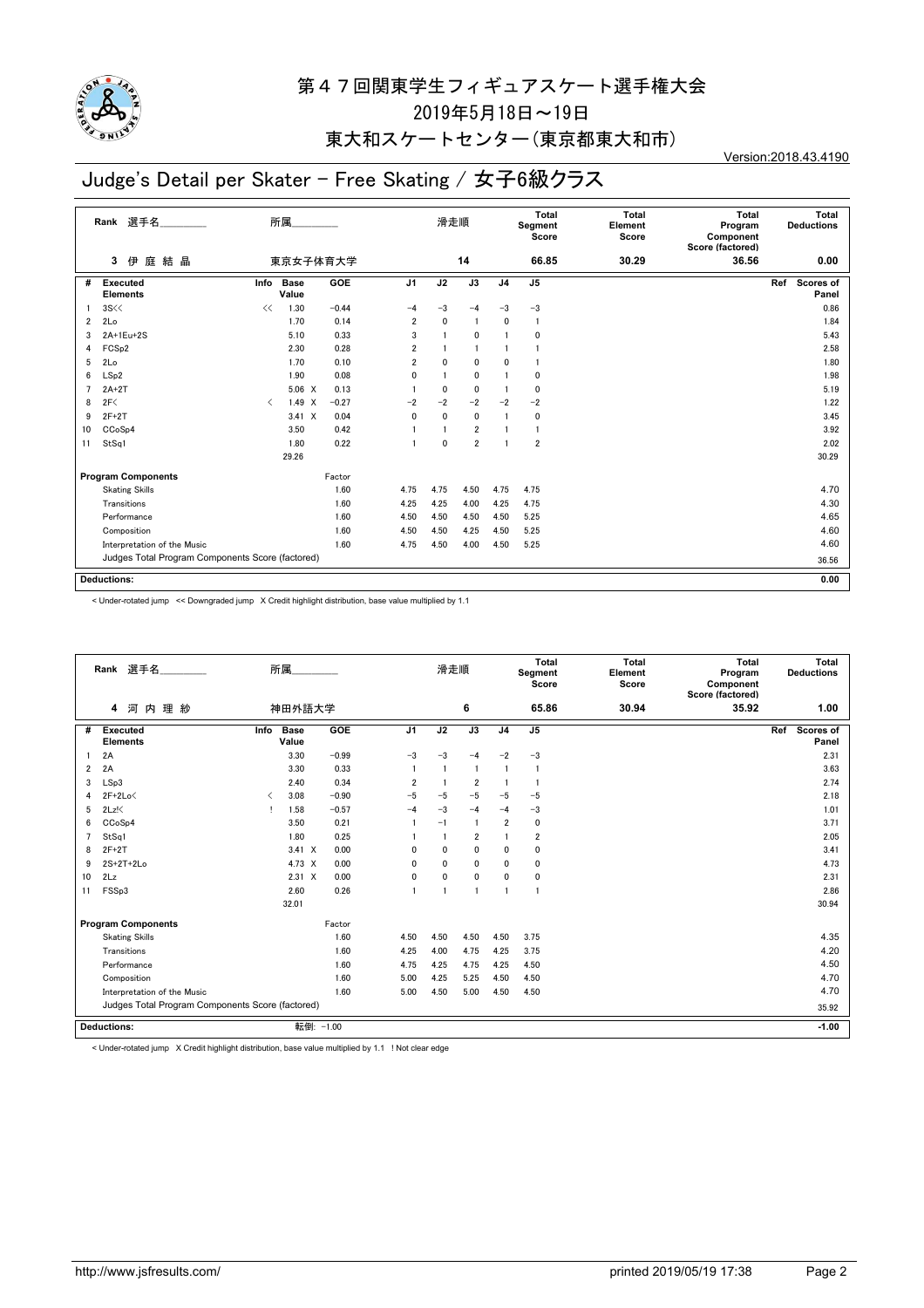# 第４７回関東学生フィギュアスケート選手権大会

2019年5月18日～19日

東大和スケートセンター(東京都東大和市)

Version:2018.43.4190

## Judge's Detail per Skater - Free Skating / 女子6級クラス

| Rank | 選手名 | 所属 | 滑走順 | Total Segment Score | Total Element Score | Total Program Component Score (factored) | Total Deductions |
|---|---|---|---|---|---|---|---|
| 3 | 伊庭結晶 | 東京女子体育大学 | 14 | 66.85 | 30.29 | 36.56 | 0.00 |

| # | Executed Elements | Info | Base Value | | GOE | J1 | J2 | J3 | J4 | J5 | Ref | Scores of Panel |
|---|---|---|---|---|---|---|---|---|---|---|---|---|
| 1 | 3S<< | << | 1.30 | | −0.44 | −4 | −3 | −4 | −3 | −3 | | 0.86 |
| 2 | 2Lo | | 1.70 | | 0.14 | 2 | 0 | 1 | 0 | 1 | | 1.84 |
| 3 | 2A+1Eu+2S | | 5.10 | | 0.33 | 3 | 1 | 0 | 1 | 0 | | 5.43 |
| 4 | FCSp2 | | 2.30 | | 0.28 | 2 | 1 | 1 | 1 | 1 | | 2.58 |
| 5 | 2Lo | | 1.70 | | 0.10 | 2 | 0 | 0 | 0 | 1 | | 1.80 |
| 6 | LSp2 | | 1.90 | | 0.08 | 0 | 1 | 0 | 1 | 0 | | 1.98 |
| 7 | 2A+2T | | 5.06 | X | 0.13 | 1 | 0 | 0 | 1 | 0 | | 5.19 |
| 8 | 2F< | < | 1.49 | X | −0.27 | −2 | −2 | −2 | −2 | −2 | | 1.22 |
| 9 | 2F+2T | | 3.41 | X | 0.04 | 0 | 0 | 0 | 1 | 0 | | 3.45 |
| 10 | CCoSp4 | | 3.50 | | 0.42 | 1 | 1 | 2 | 1 | 1 | | 3.92 |
| 11 | StSq1 | | 1.80 | | 0.22 | 1 | 0 | 2 | 1 | 2 | | 2.02 |
| | | | 29.26 | | | | | | | | | 30.29 |

| Program Components | Factor | J1 | J2 | J3 | J4 | J5 | Scores of Panel |
|---|---|---|---|---|---|---|---|
| Skating Skills | 1.60 | 4.75 | 4.75 | 4.50 | 4.75 | 4.75 | 4.70 |
| Transitions | 1.60 | 4.25 | 4.25 | 4.00 | 4.25 | 4.75 | 4.30 |
| Performance | 1.60 | 4.50 | 4.50 | 4.50 | 4.50 | 5.25 | 4.65 |
| Composition | 1.60 | 4.50 | 4.50 | 4.25 | 4.50 | 5.25 | 4.60 |
| Interpretation of the Music | 1.60 | 4.75 | 4.50 | 4.00 | 4.50 | 5.25 | 4.60 |
| Judges Total Program Components Score (factored) | | | | | | | 36.56 |

**Deductions:** 0.00

< Under-rotated jump << Downgraded jump X Credit highlight distribution, base value multiplied by 1.1

| Rank | 選手名 | 所属 | 滑走順 | Total Segment Score | Total Element Score | Total Program Component Score (factored) | Total Deductions |
|---|---|---|---|---|---|---|---|
| 4 | 河内理紗 | 神田外語大学 | 6 | 65.86 | 30.94 | 35.92 | 1.00 |

| # | Executed Elements | Info | Base Value | | GOE | J1 | J2 | J3 | J4 | J5 | Ref | Scores of Panel |
|---|---|---|---|---|---|---|---|---|---|---|---|---|
| 1 | 2A | | 3.30 | | −0.99 | −3 | −3 | −4 | −2 | −3 | | 2.31 |
| 2 | 2A | | 3.30 | | 0.33 | 1 | 1 | 1 | 1 | 1 | | 3.63 |
| 3 | LSp3 | | 2.40 | | 0.34 | 2 | 1 | 2 | 1 | 1 | | 2.74 |
| 4 | 2F+2Lo< | < | 3.08 | | −0.90 | −5 | −5 | −5 | −5 | −5 | | 2.18 |
| 5 | 2Lz!< | ! | 1.58 | | −0.57 | −4 | −3 | −4 | −4 | −3 | | 1.01 |
| 6 | CCoSp4 | | 3.50 | | 0.21 | 1 | −1 | 1 | 2 | 0 | | 3.71 |
| 7 | StSq1 | | 1.80 | | 0.25 | 1 | 1 | 2 | 1 | 2 | | 2.05 |
| 8 | 2F+2T | | 3.41 | X | 0.00 | 0 | 0 | 0 | 0 | 0 | | 3.41 |
| 9 | 2S+2T+2Lo | | 4.73 | X | 0.00 | 0 | 0 | 0 | 0 | 0 | | 4.73 |
| 10 | 2Lz | | 2.31 | X | 0.00 | 0 | 0 | 0 | 0 | 0 | | 2.31 |
| 11 | FSSp3 | | 2.60 | | 0.26 | 1 | 1 | 1 | 1 | 1 | | 2.86 |
| | | | 32.01 | | | | | | | | | 30.94 |

| Program Components | Factor | J1 | J2 | J3 | J4 | J5 | Scores of Panel |
|---|---|---|---|---|---|---|---|
| Skating Skills | 1.60 | 4.50 | 4.50 | 4.50 | 4.50 | 3.75 | 4.35 |
| Transitions | 1.60 | 4.25 | 4.00 | 4.75 | 4.25 | 3.75 | 4.20 |
| Performance | 1.60 | 4.75 | 4.25 | 4.75 | 4.25 | 4.50 | 4.50 |
| Composition | 1.60 | 5.00 | 4.25 | 5.25 | 4.50 | 4.50 | 4.70 |
| Interpretation of the Music | 1.60 | 5.00 | 4.50 | 5.00 | 4.50 | 4.50 | 4.70 |
| Judges Total Program Components Score (factored) | | | | | | | 35.92 |

**Deductions:** 転倒: −1.00 　 −1.00

< Under-rotated jump X Credit highlight distribution, base value multiplied by 1.1 ! Not clear edge

http://www.jsfresults.com/ printed 2019/05/19 17:38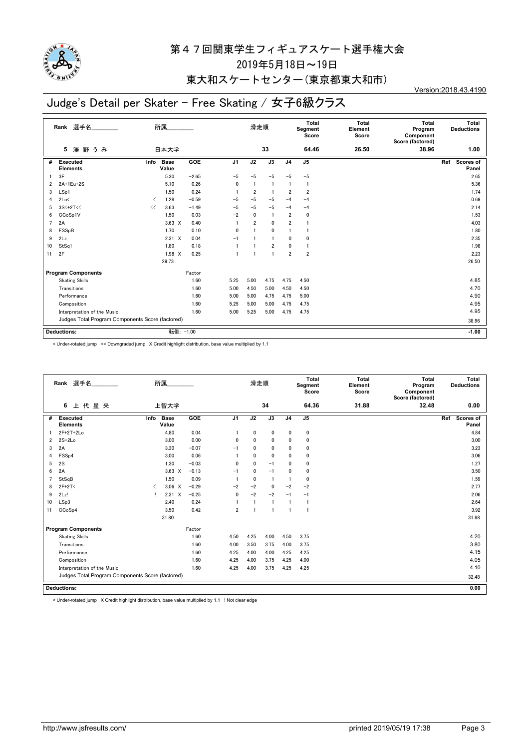# 第47回関東学生フィギュアスケート選手権大会

2019年5月18日～19日

東大和スケートセンター（東京都東大和市）

Version:2018.43.4190

## Judge's Detail per Skater - Free Skating / 女子6級クラス

| Rank | 選手名 | 所属 | 滑走順 | Total Segment Score | Total Element Score | Total Program Component Score (factored) | Total Deductions |
|---|---|---|---|---|---|---|---|
| 5 | 澤 野 う み | 日本大学 | 33 | 64.46 | 26.50 | 38.96 | 1.00 |

| # | Executed Elements | Info | Base Value | GOE | J1 | J2 | J3 | J4 | J5 | Ref | Scores of Panel |
|---|---|---|---|---|---|---|---|---|---|---|---|
| 1 | 3F | | 5.30 | −2.65 | −5 | −5 | −5 | −5 | −5 | | 2.65 |
| 2 | 2A+1Eu+2S | | 5.10 | 0.26 | 0 | 1 | 1 | 1 | 1 | | 5.36 |
| 3 | LSp1 | | 1.50 | 0.24 | 1 | 2 | 1 | 2 | 2 | | 1.74 |
| 4 | 2Lo< | < | 1.28 | −0.59 | −5 | −5 | −5 | −4 | −4 | | 0.69 |
| 5 | 3S<+2T<< | << | 3.63 | −1.49 | −5 | −5 | −5 | −4 | −4 | | 2.14 |
| 6 | CCoSp1V | | 1.50 | 0.03 | −2 | 0 | 1 | 2 | 0 | | 1.53 |
| 7 | 2A | | 3.63 X | 0.40 | 1 | 2 | 0 | 2 | 1 | | 4.03 |
| 8 | FSSpB | | 1.70 | 0.10 | 0 | 1 | 0 | 1 | 1 | | 1.80 |
| 9 | 2Lz | | 2.31 X | 0.04 | −1 | 1 | 1 | 0 | 0 | | 2.35 |
| 10 | StSq1 | | 1.80 | 0.18 | 1 | 1 | 2 | 0 | 1 | | 1.98 |
| 11 | 2F | | 1.98 X | 0.25 | 1 | 1 | 1 | 2 | 2 | | 2.23 |
| | | | 29.73 | | | | | | | | 26.50 |

| Program Components | Factor | J1 | J2 | J3 | J4 | J5 | Scores of Panel |
|---|---|---|---|---|---|---|---|
| Skating Skills | 1.60 | 5.25 | 5.00 | 4.75 | 4.75 | 4.50 | 4.85 |
| Transitions | 1.60 | 5.00 | 4.50 | 5.00 | 4.50 | 4.50 | 4.70 |
| Performance | 1.60 | 5.00 | 5.00 | 4.75 | 4.75 | 5.00 | 4.90 |
| Composition | 1.60 | 5.25 | 5.00 | 5.00 | 4.75 | 4.75 | 4.95 |
| Interpretation of the Music | 1.60 | 5.00 | 5.25 | 5.00 | 4.75 | 4.75 | 4.95 |
| Judges Total Program Components Score (factored) | | | | | | | 38.96 |

| Deductions: | 転倒: −1.00 | −1.00 |
|---|---|---|

< Under-rotated jump << Downgraded jump X Credit highlight distribution, base value multiplied by 1.1

| Rank | 選手名 | 所属 | 滑走順 | Total Segment Score | Total Element Score | Total Program Component Score (factored) | Total Deductions |
|---|---|---|---|---|---|---|---|
| 6 | 上 代 星 来 | 上智大学 | 34 | 64.36 | 31.88 | 32.48 | 0.00 |

| # | Executed Elements | Info | Base Value | GOE | J1 | J2 | J3 | J4 | J5 | Ref | Scores of Panel |
|---|---|---|---|---|---|---|---|---|---|---|---|
| 1 | 2F+2T+2Lo | | 4.80 | 0.04 | 1 | 0 | 0 | 0 | 0 | | 4.84 |
| 2 | 2S+2Lo | | 3.00 | 0.00 | 0 | 0 | 0 | 0 | 0 | | 3.00 |
| 3 | 2A | | 3.30 | −0.07 | −1 | 0 | 0 | 0 | 0 | | 3.23 |
| 4 | FSSp4 | | 3.00 | 0.06 | 1 | 0 | 0 | 0 | 0 | | 3.06 |
| 5 | 2S | | 1.30 | −0.03 | 0 | 0 | −1 | 0 | 0 | | 1.27 |
| 6 | 2A | | 3.63 X | −0.13 | −1 | 0 | −1 | 0 | 0 | | 3.50 |
| 7 | StSqB | | 1.50 | 0.09 | 1 | 0 | 1 | 1 | 0 | | 1.59 |
| 8 | 2F+2T< | < | 3.06 X | −0.29 | −2 | −2 | 0 | −2 | −2 | | 2.77 |
| 9 | 2Lz! | ! | 2.31 X | −0.25 | 0 | −2 | −2 | −1 | −1 | | 2.06 |
| 10 | LSp3 | | 2.40 | 0.24 | 1 | 1 | 1 | 1 | 1 | | 2.64 |
| 11 | CCoSp4 | | 3.50 | 0.42 | 2 | 1 | 1 | 1 | 1 | | 3.92 |
| | | | 31.80 | | | | | | | | 31.88 |

| Program Components | Factor | J1 | J2 | J3 | J4 | J5 | Scores of Panel |
|---|---|---|---|---|---|---|---|
| Skating Skills | 1.60 | 4.50 | 4.25 | 4.00 | 4.50 | 3.75 | 4.20 |
| Transitions | 1.60 | 4.00 | 3.50 | 3.75 | 4.00 | 3.75 | 3.80 |
| Performance | 1.60 | 4.25 | 4.00 | 4.00 | 4.25 | 4.25 | 4.15 |
| Composition | 1.60 | 4.25 | 4.00 | 3.75 | 4.25 | 4.00 | 4.05 |
| Interpretation of the Music | 1.60 | 4.25 | 4.00 | 3.75 | 4.25 | 4.25 | 4.10 |
| Judges Total Program Components Score (factored) | | | | | | | 32.48 |

| Deductions: | | 0.00 |
|---|---|---|

< Under-rotated jump X Credit highlight distribution, base value multiplied by 1.1 ! Not clear edge

http://www.jsfresults.com/ printed 2019/05/19 17:38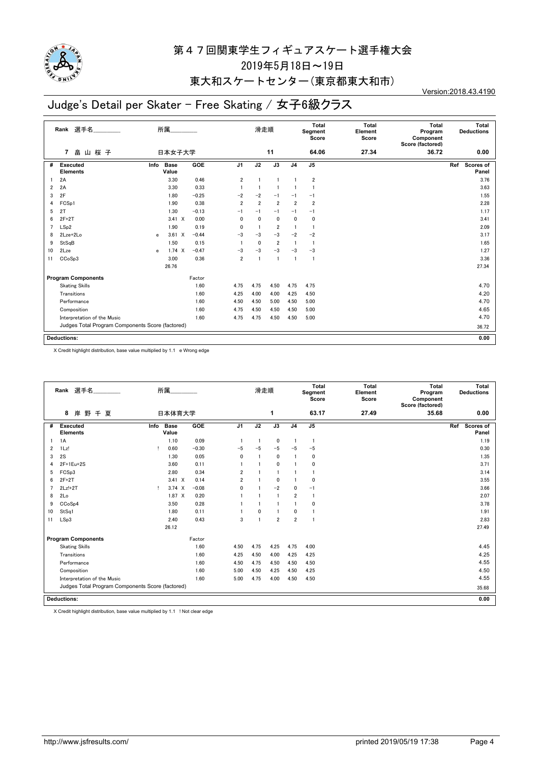# 第４７回関東学生フィギュアスケート選手権大会

2019年5月18日～19日

東大和スケートセンター（東京都東大和市）

Version:2018.43.4190

## Judge's Detail per Skater - Free Skating / 女子6級クラス

| Rank | 選手名 | 所属 | 滑走順 | Total Segment Score | Total Element Score | Total Program Component Score (factored) | Total Deductions |
|---|---|---|---|---|---|---|---|
| 7 | 畠 山 桜 子 | 日本女子大学 | 11 | 64.06 | 27.34 | 36.72 | 0.00 |

| # | Executed Elements | Info | Base Value | | GOE | J1 | J2 | J3 | J4 | J5 | Ref | Scores of Panel |
|---|---|---|---|---|---|---|---|---|---|---|---|---|
| 1 | 2A | | 3.30 | | 0.46 | 2 | 1 | 1 | 1 | 2 | | 3.76 |
| 2 | 2A | | 3.30 | | 0.33 | 1 | 1 | 1 | 1 | 1 | | 3.63 |
| 3 | 2F | | 1.80 | | −0.25 | −2 | −2 | −1 | −1 | −1 | | 1.55 |
| 4 | FCSp1 | | 1.90 | | 0.38 | 2 | 2 | 2 | 2 | 2 | | 2.28 |
| 5 | 2T | | 1.30 | | −0.13 | −1 | −1 | −1 | −1 | −1 | | 1.17 |
| 6 | 2F+2T | | 3.41 | X | 0.00 | 0 | 0 | 0 | 0 | 0 | | 3.41 |
| 7 | LSp2 | | 1.90 | | 0.19 | 0 | 1 | 2 | 1 | 1 | | 2.09 |
| 8 | 2Lze+2Lo | e | 3.61 | X | −0.44 | −3 | −3 | −3 | −2 | −2 | | 3.17 |
| 9 | StSqB | | 1.50 | | 0.15 | 1 | 0 | 2 | 1 | 1 | | 1.65 |
| 10 | 2Lze | e | 1.74 | X | −0.47 | −3 | −3 | −3 | −3 | −3 | | 1.27 |
| 11 | CCoSp3 | | 3.00 | | 0.36 | 2 | 1 | 1 | 1 | 1 | | 3.36 |
| | | | 26.76 | | | | | | | | | 27.34 |

| Program Components | Factor | J1 | J2 | J3 | J4 | J5 | Scores of Panel |
|---|---|---|---|---|---|---|---|
| Skating Skills | 1.60 | 4.75 | 4.75 | 4.50 | 4.75 | 4.75 | 4.70 |
| Transitions | 1.60 | 4.25 | 4.00 | 4.00 | 4.25 | 4.50 | 4.20 |
| Performance | 1.60 | 4.50 | 4.50 | 5.00 | 4.50 | 5.00 | 4.70 |
| Composition | 1.60 | 4.75 | 4.50 | 4.50 | 4.50 | 5.00 | 4.65 |
| Interpretation of the Music | 1.60 | 4.75 | 4.75 | 4.50 | 4.50 | 5.00 | 4.70 |
| Judges Total Program Components Score (factored) | | | | | | | 36.72 |

**Deductions:** 0.00

X Credit highlight distribution, base value multiplied by 1.1　e Wrong edge

| Rank | 選手名 | 所属 | 滑走順 | Total Segment Score | Total Element Score | Total Program Component Score (factored) | Total Deductions |
|---|---|---|---|---|---|---|---|
| 8 | 岸 野 千 夏 | 日本体育大学 | 1 | 63.17 | 27.49 | 35.68 | 0.00 |

| # | Executed Elements | Info | Base Value | | GOE | J1 | J2 | J3 | J4 | J5 | Ref | Scores of Panel |
|---|---|---|---|---|---|---|---|---|---|---|---|---|
| 1 | 1A | | 1.10 | | 0.09 | 1 | 1 | 0 | 1 | 1 | | 1.19 |
| 2 | 1Lz! | ! | 0.60 | | −0.30 | −5 | −5 | −5 | −5 | −5 | | 0.30 |
| 3 | 2S | | 1.30 | | 0.05 | 0 | 1 | 0 | 1 | 0 | | 1.35 |
| 4 | 2F+1Eu+2S | | 3.60 | | 0.11 | 1 | 1 | 0 | 1 | 0 | | 3.71 |
| 5 | FCSp3 | | 2.80 | | 0.34 | 2 | 1 | 1 | 1 | 1 | | 3.14 |
| 6 | 2F+2T | | 3.41 | X | 0.14 | 2 | 1 | 0 | 1 | 0 | | 3.55 |
| 7 | 2Lz!+2T | ! | 3.74 | X | −0.08 | 0 | 1 | −2 | 0 | −1 | | 3.66 |
| 8 | 2Lo | | 1.87 | X | 0.20 | 1 | 1 | 1 | 2 | 1 | | 2.07 |
| 9 | CCoSp4 | | 3.50 | | 0.28 | 1 | 1 | 1 | 1 | 0 | | 3.78 |
| 10 | StSq1 | | 1.80 | | 0.11 | 1 | 0 | 1 | 0 | 1 | | 1.91 |
| 11 | LSp3 | | 2.40 | | 0.43 | 3 | 1 | 2 | 2 | 1 | | 2.83 |
| | | | 26.12 | | | | | | | | | 27.49 |

| Program Components | Factor | J1 | J2 | J3 | J4 | J5 | Scores of Panel |
|---|---|---|---|---|---|---|---|
| Skating Skills | 1.60 | 4.50 | 4.75 | 4.25 | 4.75 | 4.00 | 4.45 |
| Transitions | 1.60 | 4.25 | 4.50 | 4.00 | 4.25 | 4.25 | 4.25 |
| Performance | 1.60 | 4.50 | 4.75 | 4.50 | 4.50 | 4.50 | 4.55 |
| Composition | 1.60 | 5.00 | 4.50 | 4.25 | 4.50 | 4.25 | 4.50 |
| Interpretation of the Music | 1.60 | 5.00 | 4.75 | 4.00 | 4.50 | 4.50 | 4.55 |
| Judges Total Program Components Score (factored) | | | | | | | 35.68 |

**Deductions:** 0.00

X Credit highlight distribution, base value multiplied by 1.1　! Not clear edge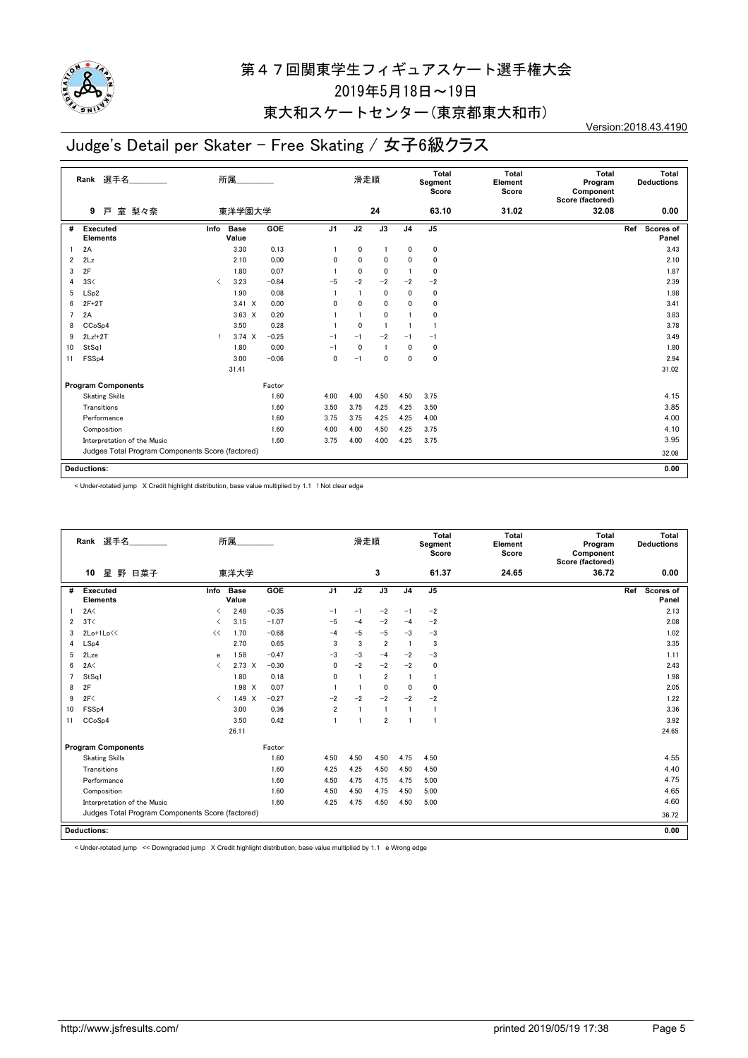# 第４７回関東学生フィギュアスケート選手権大会

2019年5月18日～19日

東大和スケートセンター(東京都東大和市)

Version:2018.43.4190

## Judge's Detail per Skater - Free Skating / 女子6級クラス

| Rank | 選手名 | 所属 | 滑走順 | Total Segment Score | Total Element Score | Total Program Component Score (factored) | Total Deductions |
|---|---|---|---|---|---|---|---|
| 9 | 戸 室 梨々奈 | 東洋学園大学 | 24 | 63.10 | 31.02 | 32.08 | 0.00 |

| # | Executed Elements | Info | Base Value | | GOE | J1 | J2 | J3 | J4 | J5 | Ref | Scores of Panel |
|---|---|---|---|---|---|---|---|---|---|---|---|---|
| 1 | 2A | | 3.30 | | 0.13 | 1 | 0 | 1 | 0 | 0 | | 3.43 |
| 2 | 2Lz | | 2.10 | | 0.00 | 0 | 0 | 0 | 0 | 0 | | 2.10 |
| 3 | 2F | | 1.80 | | 0.07 | 1 | 0 | 0 | 1 | 0 | | 1.87 |
| 4 | 3S< | < | 3.23 | | −0.84 | −5 | −2 | −2 | −2 | −2 | | 2.39 |
| 5 | LSp2 | | 1.90 | | 0.08 | 1 | 1 | 0 | 0 | 0 | | 1.98 |
| 6 | 2F+2T | | 3.41 | X | 0.00 | 0 | 0 | 0 | 0 | 0 | | 3.41 |
| 7 | 2A | | 3.63 | X | 0.20 | 1 | 1 | 0 | 1 | 0 | | 3.83 |
| 8 | CCoSp4 | | 3.50 | | 0.28 | 1 | 0 | 1 | 1 | 1 | | 3.78 |
| 9 | 2Lz!+2T | ! | 3.74 | X | −0.25 | −1 | −1 | −2 | −1 | −1 | | 3.49 |
| 10 | StSq1 | | 1.80 | | 0.00 | −1 | 0 | 1 | 0 | 0 | | 1.80 |
| 11 | FSSp4 | | 3.00 | | −0.06 | 0 | −1 | 0 | 0 | 0 | | 2.94 |
| | | | 31.41 | | | | | | | | | 31.02 |

| Program Components | Factor | J1 | J2 | J3 | J4 | J5 | Scores of Panel |
|---|---|---|---|---|---|---|---|
| Skating Skills | 1.60 | 4.00 | 4.00 | 4.50 | 4.50 | 3.75 | 4.15 |
| Transitions | 1.60 | 3.50 | 3.75 | 4.25 | 4.25 | 3.50 | 3.85 |
| Performance | 1.60 | 3.75 | 3.75 | 4.25 | 4.25 | 4.00 | 4.00 |
| Composition | 1.60 | 4.00 | 4.00 | 4.50 | 4.25 | 3.75 | 4.10 |
| Interpretation of the Music | 1.60 | 3.75 | 4.00 | 4.00 | 4.25 | 3.75 | 3.95 |
| Judges Total Program Components Score (factored) | | | | | | | 32.08 |

**Deductions:** 0.00

< Under-rotated jump X Credit highlight distribution, base value multiplied by 1.1 ! Not clear edge

| Rank | 選手名 | 所属 | 滑走順 | Total Segment Score | Total Element Score | Total Program Component Score (factored) | Total Deductions |
|---|---|---|---|---|---|---|---|
| 10 | 星 野 日菜子 | 東洋大学 | 3 | 61.37 | 24.65 | 36.72 | 0.00 |

| # | Executed Elements | Info | Base Value | | GOE | J1 | J2 | J3 | J4 | J5 | Ref | Scores of Panel |
|---|---|---|---|---|---|---|---|---|---|---|---|---|
| 1 | 2A< | < | 2.48 | | −0.35 | −1 | −1 | −2 | −1 | −2 | | 2.13 |
| 2 | 3T< | < | 3.15 | | −1.07 | −5 | −4 | −2 | −4 | −2 | | 2.08 |
| 3 | 2Lo+1Lo<< | << | 1.70 | | −0.68 | −4 | −5 | −5 | −3 | −3 | | 1.02 |
| 4 | LSp4 | | 2.70 | | 0.65 | 3 | 3 | 2 | 1 | 3 | | 3.35 |
| 5 | 2Lze | e | 1.58 | | −0.47 | −3 | −3 | −4 | −2 | −3 | | 1.11 |
| 6 | 2A< | < | 2.73 | X | −0.30 | 0 | −2 | −2 | −2 | 0 | | 2.43 |
| 7 | StSq1 | | 1.80 | | 0.18 | 0 | 1 | 2 | 1 | 1 | | 1.98 |
| 8 | 2F | | 1.98 | X | 0.07 | 1 | 1 | 0 | 0 | 0 | | 2.05 |
| 9 | 2F< | < | 1.49 | X | −0.27 | −2 | −2 | −2 | −2 | −2 | | 1.22 |
| 10 | FSSp4 | | 3.00 | | 0.36 | 2 | 1 | 1 | 1 | 1 | | 3.36 |
| 11 | CCoSp4 | | 3.50 | | 0.42 | 1 | 1 | 2 | 1 | 1 | | 3.92 |
| | | | 26.11 | | | | | | | | | 24.65 |

| Program Components | Factor | J1 | J2 | J3 | J4 | J5 | Scores of Panel |
|---|---|---|---|---|---|---|---|
| Skating Skills | 1.60 | 4.50 | 4.50 | 4.50 | 4.75 | 4.50 | 4.55 |
| Transitions | 1.60 | 4.25 | 4.25 | 4.50 | 4.50 | 4.50 | 4.40 |
| Performance | 1.60 | 4.50 | 4.75 | 4.75 | 4.75 | 5.00 | 4.75 |
| Composition | 1.60 | 4.50 | 4.50 | 4.75 | 4.50 | 5.00 | 4.65 |
| Interpretation of the Music | 1.60 | 4.25 | 4.75 | 4.50 | 4.50 | 5.00 | 4.60 |
| Judges Total Program Components Score (factored) | | | | | | | 36.72 |

**Deductions:** 0.00

< Under-rotated jump << Downgraded jump X Credit highlight distribution, base value multiplied by 1.1 e Wrong edge

http://www.jsfresults.com/ printed 2019/05/19 17:38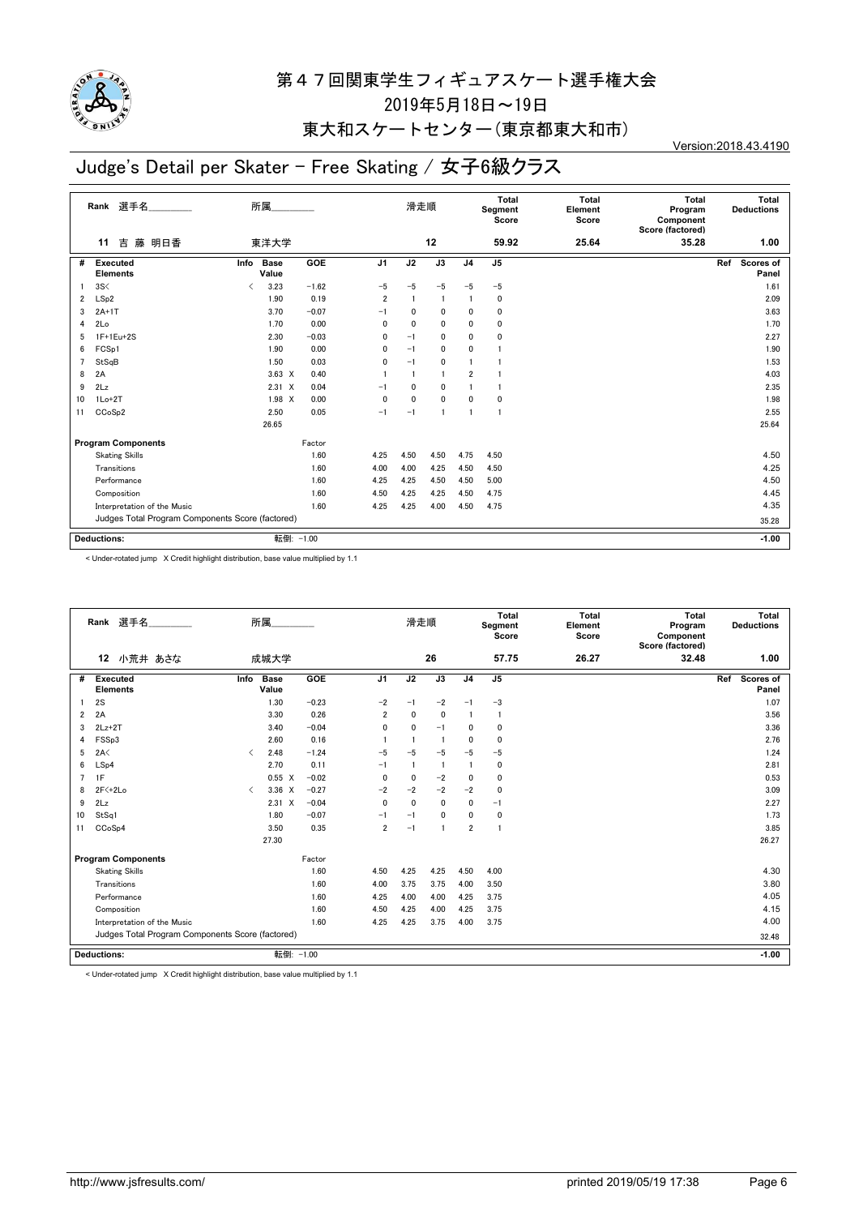# 第４７回関東学生フィギュアスケート選手権大会

2019年5月18日～19日

東大和スケートセンター(東京都東大和市)

Version:2018.43.4190

## Judge's Detail per Skater - Free Skating / 女子6級クラス

| Rank | 選手名 | 所属 | 滑走順 | Total Segment Score | Total Element Score | Total Program Component Score (factored) | Total Deductions |
|---|---|---|---|---|---|---|---|
| 11 | 吉 藤 明日香 | 東洋大学 | 12 | 59.92 | 25.64 | 35.28 | 1.00 |

| # | Executed Elements | Info | Base Value | GOE | J1 | J2 | J3 | J4 | J5 | Ref | Scores of Panel |
|---|---|---|---|---|---|---|---|---|---|---|---|
| 1 | 3S< | < | 3.23 | −1.62 | −5 | −5 | −5 | −5 | −5 | | 1.61 |
| 2 | LSp2 | | 1.90 | 0.19 | 2 | 1 | 1 | 1 | 0 | | 2.09 |
| 3 | 2A+1T | | 3.70 | −0.07 | −1 | 0 | 0 | 0 | 0 | | 3.63 |
| 4 | 2Lo | | 1.70 | 0.00 | 0 | 0 | 0 | 0 | 0 | | 1.70 |
| 5 | 1F+1Eu+2S | | 2.30 | −0.03 | 0 | −1 | 0 | 0 | 0 | | 2.27 |
| 6 | FCSp1 | | 1.90 | 0.00 | 0 | −1 | 0 | 0 | 1 | | 1.90 |
| 7 | StSqB | | 1.50 | 0.03 | 0 | −1 | 0 | 1 | 1 | | 1.53 |
| 8 | 2A | | 3.63 X | 0.40 | 1 | 1 | 1 | 2 | 1 | | 4.03 |
| 9 | 2Lz | | 2.31 X | 0.04 | −1 | 0 | 0 | 1 | 1 | | 2.35 |
| 10 | 1Lo+2T | | 1.98 X | 0.00 | 0 | 0 | 0 | 0 | 0 | | 1.98 |
| 11 | CCoSp2 | | 2.50 | 0.05 | −1 | −1 | 1 | 1 | 1 | | 2.55 |
| | | | 26.65 | | | | | | | | 25.64 |

| Program Components | Factor | J1 | J2 | J3 | J4 | J5 | Scores of Panel |
|---|---|---|---|---|---|---|---|
| Skating Skills | 1.60 | 4.25 | 4.50 | 4.50 | 4.75 | 4.50 | 4.50 |
| Transitions | 1.60 | 4.00 | 4.00 | 4.25 | 4.50 | 4.50 | 4.25 |
| Performance | 1.60 | 4.25 | 4.25 | 4.50 | 4.50 | 5.00 | 4.50 |
| Composition | 1.60 | 4.50 | 4.25 | 4.25 | 4.50 | 4.75 | 4.45 |
| Interpretation of the Music | 1.60 | 4.25 | 4.25 | 4.00 | 4.50 | 4.75 | 4.35 |
| Judges Total Program Components Score (factored) | | | | | | | 35.28 |

| Deductions: | 転倒: −1.00 | −1.00 |
|---|---|---|

< Under-rotated jump X Credit highlight distribution, base value multiplied by 1.1

| Rank | 選手名 | 所属 | 滑走順 | Total Segment Score | Total Element Score | Total Program Component Score (factored) | Total Deductions |
|---|---|---|---|---|---|---|---|
| 12 | 小荒井 あさな | 成城大学 | 26 | 57.75 | 26.27 | 32.48 | 1.00 |

| # | Executed Elements | Info | Base Value | GOE | J1 | J2 | J3 | J4 | J5 | Ref | Scores of Panel |
|---|---|---|---|---|---|---|---|---|---|---|---|
| 1 | 2S | | 1.30 | −0.23 | −2 | −1 | −2 | −1 | −3 | | 1.07 |
| 2 | 2A | | 3.30 | 0.26 | 2 | 0 | 0 | 1 | 1 | | 3.56 |
| 3 | 2Lz+2T | | 3.40 | −0.04 | 0 | 0 | −1 | 0 | 0 | | 3.36 |
| 4 | FSSp3 | | 2.60 | 0.16 | 1 | 1 | 1 | 0 | 0 | | 2.76 |
| 5 | 2A< | < | 2.48 | −1.24 | −5 | −5 | −5 | −5 | −5 | | 1.24 |
| 6 | LSp4 | | 2.70 | 0.11 | −1 | 1 | 1 | 1 | 0 | | 2.81 |
| 7 | 1F | | 0.55 X | −0.02 | 0 | 0 | −2 | 0 | 0 | | 0.53 |
| 8 | 2F<+2Lo | < | 3.36 X | −0.27 | −2 | −2 | −2 | −2 | 0 | | 3.09 |
| 9 | 2Lz | | 2.31 X | −0.04 | 0 | 0 | 0 | 0 | −1 | | 2.27 |
| 10 | StSq1 | | 1.80 | −0.07 | −1 | −1 | 0 | 0 | 0 | | 1.73 |
| 11 | CCoSp4 | | 3.50 | 0.35 | 2 | −1 | 1 | 2 | 1 | | 3.85 |
| | | | 27.30 | | | | | | | | 26.27 |

| Program Components | Factor | J1 | J2 | J3 | J4 | J5 | Scores of Panel |
|---|---|---|---|---|---|---|---|
| Skating Skills | 1.60 | 4.50 | 4.25 | 4.25 | 4.50 | 4.00 | 4.30 |
| Transitions | 1.60 | 4.00 | 3.75 | 3.75 | 4.00 | 3.50 | 3.80 |
| Performance | 1.60 | 4.25 | 4.00 | 4.00 | 4.25 | 3.75 | 4.05 |
| Composition | 1.60 | 4.50 | 4.25 | 4.00 | 4.25 | 3.75 | 4.15 |
| Interpretation of the Music | 1.60 | 4.25 | 4.25 | 3.75 | 4.00 | 3.75 | 4.00 |
| Judges Total Program Components Score (factored) | | | | | | | 32.48 |

| Deductions: | 転倒: −1.00 | −1.00 |
|---|---|---|

< Under-rotated jump X Credit highlight distribution, base value multiplied by 1.1

http://www.jsfresults.com/ printed 2019/05/19 17:38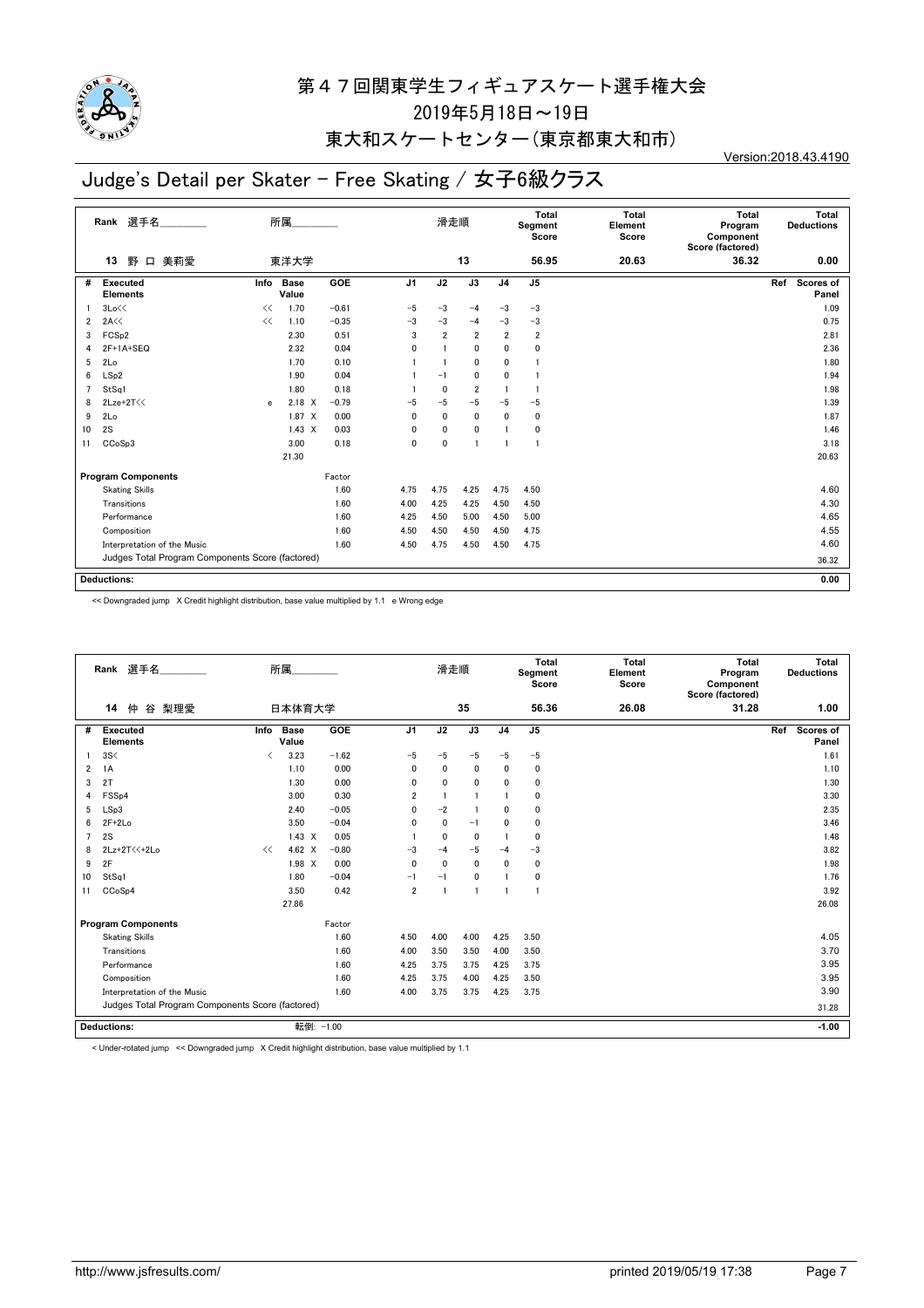# 第47回関東学生フィギュアスケート選手権大会

2019年5月18日～19日

東大和スケートセンター(東京都東大和市)

Version:2018.43.4190

## Judge's Detail per Skater - Free Skating / 女子6級クラス

| Rank | 選手名 | 所属 | 滑走順 | Total Segment Score | Total Element Score | Total Program Component Score (factored) | Total Deductions |
|---|---|---|---|---|---|---|---|
| 13 | 野口 美莉愛 | 東洋大学 | 13 | 56.95 | 20.63 | 36.32 | 0.00 |

| # | Executed Elements | Info | Base Value | | GOE | J1 | J2 | J3 | J4 | J5 | Ref | Scores of Panel |
|---|---|---|---|---|---|---|---|---|---|---|---|---|
| 1 | 3Lo<< | << | 1.70 | | -0.61 | -5 | -3 | -4 | -3 | -3 | | 1.09 |
| 2 | 2A<< | << | 1.10 | | -0.35 | -3 | -3 | -4 | -3 | -3 | | 0.75 |
| 3 | FCSp2 | | 2.30 | | 0.51 | 3 | 2 | 2 | 2 | 2 | | 2.81 |
| 4 | 2F+1A+SEQ | | 2.32 | | 0.04 | 0 | 1 | 0 | 0 | 0 | | 2.36 |
| 5 | 2Lo | | 1.70 | | 0.10 | 1 | 1 | 0 | 0 | 1 | | 1.80 |
| 6 | LSp2 | | 1.90 | | 0.04 | 1 | -1 | 0 | 0 | 1 | | 1.94 |
| 7 | StSq1 | | 1.80 | | 0.18 | 1 | 0 | 2 | 1 | 1 | | 1.98 |
| 8 | 2Lze+2T<< | e | 2.18 | X | -0.79 | -5 | -5 | -5 | -5 | -5 | | 1.39 |
| 9 | 2Lo | | 1.87 | X | 0.00 | 0 | 0 | 0 | 0 | 0 | | 1.87 |
| 10 | 2S | | 1.43 | X | 0.03 | 0 | 0 | 0 | 1 | 0 | | 1.46 |
| 11 | CCoSp3 | | 3.00 | | 0.18 | 0 | 0 | 1 | 1 | 1 | | 3.18 |
| | | | 21.30 | | | | | | | | | 20.63 |

| Program Components | Factor | J1 | J2 | J3 | J4 | J5 | Scores of Panel |
|---|---|---|---|---|---|---|---|
| Skating Skills | 1.60 | 4.75 | 4.75 | 4.25 | 4.75 | 4.50 | 4.60 |
| Transitions | 1.60 | 4.00 | 4.25 | 4.25 | 4.50 | 4.50 | 4.30 |
| Performance | 1.60 | 4.25 | 4.50 | 5.00 | 4.50 | 5.00 | 4.65 |
| Composition | 1.60 | 4.50 | 4.50 | 4.50 | 4.50 | 4.75 | 4.55 |
| Interpretation of the Music | 1.60 | 4.50 | 4.75 | 4.50 | 4.50 | 4.75 | 4.60 |
| Judges Total Program Components Score (factored) | | | | | | | 36.32 |

**Deductions:** 0.00

<< Downgraded jump X Credit highlight distribution, base value multiplied by 1.1 e Wrong edge

| Rank | 選手名 | 所属 | 滑走順 | Total Segment Score | Total Element Score | Total Program Component Score (factored) | Total Deductions |
|---|---|---|---|---|---|---|---|
| 14 | 仲谷 梨理愛 | 日本体育大学 | 35 | 56.36 | 26.08 | 31.28 | 1.00 |

| # | Executed Elements | Info | Base Value | | GOE | J1 | J2 | J3 | J4 | J5 | Ref | Scores of Panel |
|---|---|---|---|---|---|---|---|---|---|---|---|---|
| 1 | 3S< | < | 3.23 | | -1.62 | -5 | -5 | -5 | -5 | -5 | | 1.61 |
| 2 | 1A | | 1.10 | | 0.00 | 0 | 0 | 0 | 0 | 0 | | 1.10 |
| 3 | 2T | | 1.30 | | 0.00 | 0 | 0 | 0 | 0 | 0 | | 1.30 |
| 4 | FSSp4 | | 3.00 | | 0.30 | 2 | 1 | 1 | 1 | 0 | | 3.30 |
| 5 | LSp3 | | 2.40 | | -0.05 | 0 | -2 | 1 | 0 | 0 | | 2.35 |
| 6 | 2F+2Lo | | 3.50 | | -0.04 | 0 | 0 | -1 | 0 | 0 | | 3.46 |
| 7 | 2S | | 1.43 | X | 0.05 | 1 | 0 | 0 | 1 | 0 | | 1.48 |
| 8 | 2Lz+2T<<+2Lo | << | 4.62 | X | -0.80 | -3 | -4 | -5 | -4 | -3 | | 3.82 |
| 9 | 2F | | 1.98 | X | 0.00 | 0 | 0 | 0 | 0 | 0 | | 1.98 |
| 10 | StSq1 | | 1.80 | | -0.04 | -1 | -1 | 0 | 1 | 0 | | 1.76 |
| 11 | CCoSp4 | | 3.50 | | 0.42 | 2 | 1 | 1 | 1 | 1 | | 3.92 |
| | | | 27.86 | | | | | | | | | 26.08 |

| Program Components | Factor | J1 | J2 | J3 | J4 | J5 | Scores of Panel |
|---|---|---|---|---|---|---|---|
| Skating Skills | 1.60 | 4.50 | 4.00 | 4.00 | 4.25 | 3.50 | 4.05 |
| Transitions | 1.60 | 4.00 | 3.50 | 3.50 | 4.00 | 3.50 | 3.70 |
| Performance | 1.60 | 4.25 | 3.75 | 3.75 | 4.25 | 3.75 | 3.95 |
| Composition | 1.60 | 4.25 | 3.75 | 4.00 | 4.25 | 3.50 | 3.95 |
| Interpretation of the Music | 1.60 | 4.00 | 3.75 | 3.75 | 4.25 | 3.75 | 3.90 |
| Judges Total Program Components Score (factored) | | | | | | | 31.28 |

**Deductions:** 転倒: -1.00 　 -1.00

< Under-rotated jump << Downgraded jump X Credit highlight distribution, base value multiplied by 1.1

http://www.jsfresults.com/ printed 2019/05/19 17:38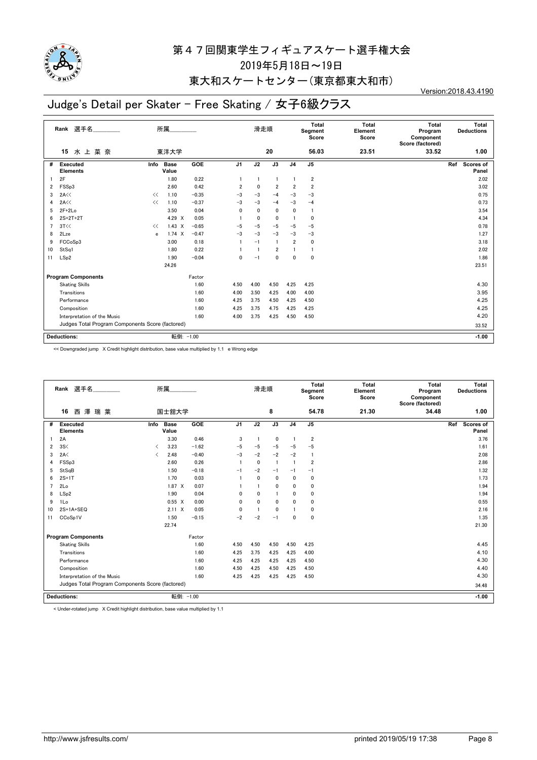# 第４７回関東学生フィギュアスケート選手権大会

2019年5月18日～19日

東大和スケートセンター（東京都東大和市）

Version:2018.43.4190

## Judge's Detail per Skater - Free Skating / 女子6級クラス

| Rank | 選手名 | 所属 | 滑走順 | Total Segment Score | Total Element Score | Total Program Component Score (factored) | Total Deductions |
|---|---|---|---|---|---|---|---|
| 15 | 水上菜奈 | 東洋大学 | 20 | 56.03 | 23.51 | 33.52 | 1.00 |

| # | Executed Elements | Info | Base Value | | GOE | J1 | J2 | J3 | J4 | J5 | Ref | Scores of Panel |
|---|---|---|---|---|---|---|---|---|---|---|---|---|
| 1 | 2F | | 1.80 | | 0.22 | 1 | 1 | 1 | 1 | 2 | | 2.02 |
| 2 | FSSp3 | | 2.60 | | 0.42 | 2 | 0 | 2 | 2 | 2 | | 3.02 |
| 3 | 2A<< | << | 1.10 | | −0.35 | −3 | −3 | −4 | −3 | −3 | | 0.75 |
| 4 | 2A<< | << | 1.10 | | −0.37 | −3 | −3 | −4 | −3 | −4 | | 0.73 |
| 5 | 2F+2Lo | | 3.50 | | 0.04 | 0 | 0 | 0 | 0 | 1 | | 3.54 |
| 6 | 2S+2T+2T | | 4.29 | X | 0.05 | 1 | 0 | 0 | 1 | 0 | | 4.34 |
| 7 | 3T<< | << | 1.43 | X | −0.65 | −5 | −5 | −5 | −5 | −5 | | 0.78 |
| 8 | 2Lze | e | 1.74 | X | −0.47 | −3 | −3 | −3 | −3 | −3 | | 1.27 |
| 9 | FCCoSp3 | | 3.00 | | 0.18 | 1 | −1 | 1 | 2 | 0 | | 3.18 |
| 10 | StSq1 | | 1.80 | | 0.22 | 1 | 1 | 2 | 1 | 1 | | 2.02 |
| 11 | LSp2 | | 1.90 | | −0.04 | 0 | −1 | 0 | 0 | 0 | | 1.86 |
| | | | 24.26 | | | | | | | | | 23.51 |

| Program Components | Factor | J1 | J2 | J3 | J4 | J5 | Scores of Panel |
|---|---|---|---|---|---|---|---|
| Skating Skills | 1.60 | 4.50 | 4.00 | 4.50 | 4.25 | 4.25 | 4.30 |
| Transitions | 1.60 | 4.00 | 3.50 | 4.25 | 4.00 | 4.00 | 3.95 |
| Performance | 1.60 | 4.25 | 3.75 | 4.50 | 4.25 | 4.50 | 4.25 |
| Composition | 1.60 | 4.25 | 3.75 | 4.75 | 4.25 | 4.25 | 4.25 |
| Interpretation of the Music | 1.60 | 4.00 | 3.75 | 4.25 | 4.50 | 4.50 | 4.20 |
| Judges Total Program Components Score (factored) | | | | | | | 33.52 |

Deductions: 転倒: −1.00 　　−1.00

<< Downgraded jump　X Credit highlight distribution, base value multiplied by 1.1　e Wrong edge

| Rank | 選手名 | 所属 | 滑走順 | Total Segment Score | Total Element Score | Total Program Component Score (factored) | Total Deductions |
|---|---|---|---|---|---|---|---|
| 16 | 西澤瑞葉 | 国士舘大学 | 8 | 54.78 | 21.30 | 34.48 | 1.00 |

| # | Executed Elements | Info | Base Value | | GOE | J1 | J2 | J3 | J4 | J5 | Ref | Scores of Panel |
|---|---|---|---|---|---|---|---|---|---|---|---|---|
| 1 | 2A | | 3.30 | | 0.46 | 3 | 1 | 0 | 1 | 2 | | 3.76 |
| 2 | 3S< | < | 3.23 | | −1.62 | −5 | −5 | −5 | −5 | −5 | | 1.61 |
| 3 | 2A< | < | 2.48 | | −0.40 | −3 | −2 | −2 | −2 | 1 | | 2.08 |
| 4 | FSSp3 | | 2.60 | | 0.26 | 1 | 0 | 1 | 1 | 2 | | 2.86 |
| 5 | StSqB | | 1.50 | | −0.18 | −1 | −2 | −1 | −1 | −1 | | 1.32 |
| 6 | 2S+1T | | 1.70 | | 0.03 | 1 | 0 | 0 | 0 | 0 | | 1.73 |
| 7 | 2Lo | | 1.87 | X | 0.07 | 1 | 1 | 0 | 0 | 0 | | 1.94 |
| 8 | LSp2 | | 1.90 | | 0.04 | 0 | 0 | 1 | 0 | 0 | | 1.94 |
| 9 | 1Lo | | 0.55 | X | 0.00 | 0 | 0 | 0 | 0 | 0 | | 0.55 |
| 10 | 2S+1A+SEQ | | 2.11 | X | 0.05 | 0 | 1 | 0 | 1 | 0 | | 2.16 |
| 11 | CCoSp1V | | 1.50 | | −0.15 | −2 | −2 | −1 | 0 | 0 | | 1.35 |
| | | | 22.74 | | | | | | | | | 21.30 |

| Program Components | Factor | J1 | J2 | J3 | J4 | J5 | Scores of Panel |
|---|---|---|---|---|---|---|---|
| Skating Skills | 1.60 | 4.50 | 4.50 | 4.50 | 4.50 | 4.25 | 4.45 |
| Transitions | 1.60 | 4.25 | 3.75 | 4.25 | 4.25 | 4.00 | 4.10 |
| Performance | 1.60 | 4.25 | 4.25 | 4.25 | 4.25 | 4.50 | 4.30 |
| Composition | 1.60 | 4.50 | 4.25 | 4.50 | 4.25 | 4.50 | 4.40 |
| Interpretation of the Music | 1.60 | 4.25 | 4.25 | 4.25 | 4.25 | 4.50 | 4.30 |
| Judges Total Program Components Score (factored) | | | | | | | 34.48 |

Deductions: 転倒: −1.00 　　−1.00

< Under-rotated jump　X Credit highlight distribution, base value multiplied by 1.1

http://www.jsfresults.com/　　printed 2019/05/19 17:38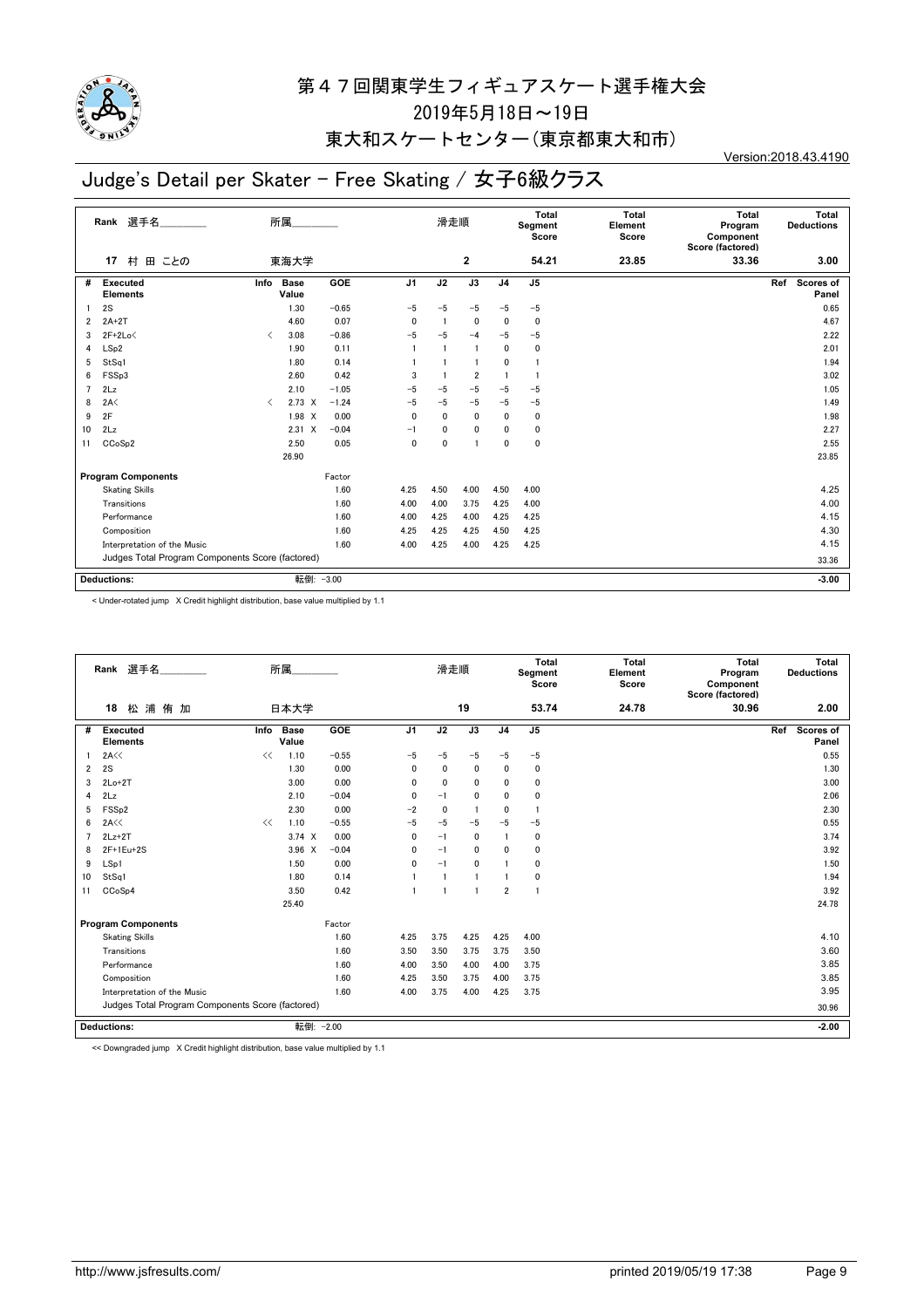# 第４７回関東学生フィギュアスケート選手権大会

2019年5月18日～19日

東大和スケートセンター(東京都東大和市)

Version:2018.43.4190

## Judge's Detail per Skater - Free Skating / 女子6級クラス

| Rank | 選手名 | 所属 | 滑走順 | Total Segment Score | Total Element Score | Total Program Component Score (factored) | Total Deductions |
|---|---|---|---|---|---|---|---|
| 17 | 村 田 ことの | 東海大学 | 2 | 54.21 | 23.85 | 33.36 | 3.00 |

| # | Executed Elements | Info | Base Value | | GOE | J1 | J2 | J3 | J4 | J5 | Ref | Scores of Panel |
|---|---|---|---|---|---|---|---|---|---|---|---|---|
| 1 | 2S | | 1.30 | | −0.65 | −5 | −5 | −5 | −5 | −5 | | 0.65 |
| 2 | 2A+2T | | 4.60 | | 0.07 | 0 | 1 | 0 | 0 | 0 | | 4.67 |
| 3 | 2F+2Lo< | < | 3.08 | | −0.86 | −5 | −5 | −4 | −5 | −5 | | 2.22 |
| 4 | LSp2 | | 1.90 | | 0.11 | 1 | 1 | 1 | 0 | 0 | | 2.01 |
| 5 | StSq1 | | 1.80 | | 0.14 | 1 | 1 | 1 | 0 | 1 | | 1.94 |
| 6 | FSSp3 | | 2.60 | | 0.42 | 3 | 1 | 2 | 1 | 1 | | 3.02 |
| 7 | 2Lz | | 2.10 | | −1.05 | −5 | −5 | −5 | −5 | −5 | | 1.05 |
| 8 | 2A< | < | 2.73 | X | −1.24 | −5 | −5 | −5 | −5 | −5 | | 1.49 |
| 9 | 2F | | 1.98 | X | 0.00 | 0 | 0 | 0 | 0 | 0 | | 1.98 |
| 10 | 2Lz | | 2.31 | X | −0.04 | −1 | 0 | 0 | 0 | 0 | | 2.27 |
| 11 | CCoSp2 | | 2.50 | | 0.05 | 0 | 0 | 1 | 0 | 0 | | 2.55 |
| | | | 26.90 | | | | | | | | | 23.85 |

| Program Components | Factor | J1 | J2 | J3 | J4 | J5 | Scores of Panel |
|---|---|---|---|---|---|---|---|
| Skating Skills | 1.60 | 4.25 | 4.50 | 4.00 | 4.50 | 4.00 | 4.25 |
| Transitions | 1.60 | 4.00 | 4.00 | 3.75 | 4.25 | 4.00 | 4.00 |
| Performance | 1.60 | 4.00 | 4.25 | 4.00 | 4.25 | 4.25 | 4.15 |
| Composition | 1.60 | 4.25 | 4.25 | 4.25 | 4.50 | 4.25 | 4.30 |
| Interpretation of the Music | 1.60 | 4.00 | 4.25 | 4.00 | 4.25 | 4.25 | 4.15 |
| Judges Total Program Components Score (factored) | | | | | | | 33.36 |

**Deductions:** 転倒: −3.00 **−3.00**

< Under-rotated jump X Credit highlight distribution, base value multiplied by 1.1

| Rank | 選手名 | 所属 | 滑走順 | Total Segment Score | Total Element Score | Total Program Component Score (factored) | Total Deductions |
|---|---|---|---|---|---|---|---|
| 18 | 松 浦 侑 加 | 日本大学 | 19 | 53.74 | 24.78 | 30.96 | 2.00 |

| # | Executed Elements | Info | Base Value | | GOE | J1 | J2 | J3 | J4 | J5 | Ref | Scores of Panel |
|---|---|---|---|---|---|---|---|---|---|---|---|---|
| 1 | 2A<< | << | 1.10 | | −0.55 | −5 | −5 | −5 | −5 | −5 | | 0.55 |
| 2 | 2S | | 1.30 | | 0.00 | 0 | 0 | 0 | 0 | 0 | | 1.30 |
| 3 | 2Lo+2T | | 3.00 | | 0.00 | 0 | 0 | 0 | 0 | 0 | | 3.00 |
| 4 | 2Lz | | 2.10 | | −0.04 | 0 | −1 | 0 | 0 | 0 | | 2.06 |
| 5 | FSSp2 | | 2.30 | | 0.00 | −2 | 0 | 1 | 0 | 1 | | 2.30 |
| 6 | 2A<< | << | 1.10 | | −0.55 | −5 | −5 | −5 | −5 | −5 | | 0.55 |
| 7 | 2Lz+2T | | 3.74 | X | 0.00 | 0 | −1 | 0 | 1 | 0 | | 3.74 |
| 8 | 2F+1Eu+2S | | 3.96 | X | −0.04 | 0 | −1 | 0 | 0 | 0 | | 3.92 |
| 9 | LSp1 | | 1.50 | | 0.00 | 0 | −1 | 0 | 1 | 0 | | 1.50 |
| 10 | StSq1 | | 1.80 | | 0.14 | 1 | 1 | 1 | 1 | 0 | | 1.94 |
| 11 | CCoSp4 | | 3.50 | | 0.42 | 1 | 1 | 1 | 2 | 1 | | 3.92 |
| | | | 25.40 | | | | | | | | | 24.78 |

| Program Components | Factor | J1 | J2 | J3 | J4 | J5 | Scores of Panel |
|---|---|---|---|---|---|---|---|
| Skating Skills | 1.60 | 4.25 | 3.75 | 4.25 | 4.25 | 4.00 | 4.10 |
| Transitions | 1.60 | 3.50 | 3.50 | 3.75 | 3.75 | 3.50 | 3.60 |
| Performance | 1.60 | 4.00 | 3.50 | 4.00 | 4.00 | 3.75 | 3.85 |
| Composition | 1.60 | 4.25 | 3.50 | 3.75 | 4.00 | 3.75 | 3.85 |
| Interpretation of the Music | 1.60 | 4.00 | 3.75 | 4.00 | 4.25 | 3.75 | 3.95 |
| Judges Total Program Components Score (factored) | | | | | | | 30.96 |

**Deductions:** 転倒: −2.00 **−2.00**

<< Downgraded jump X Credit highlight distribution, base value multiplied by 1.1

http://www.jsfresults.com/ printed 2019/05/19 17:38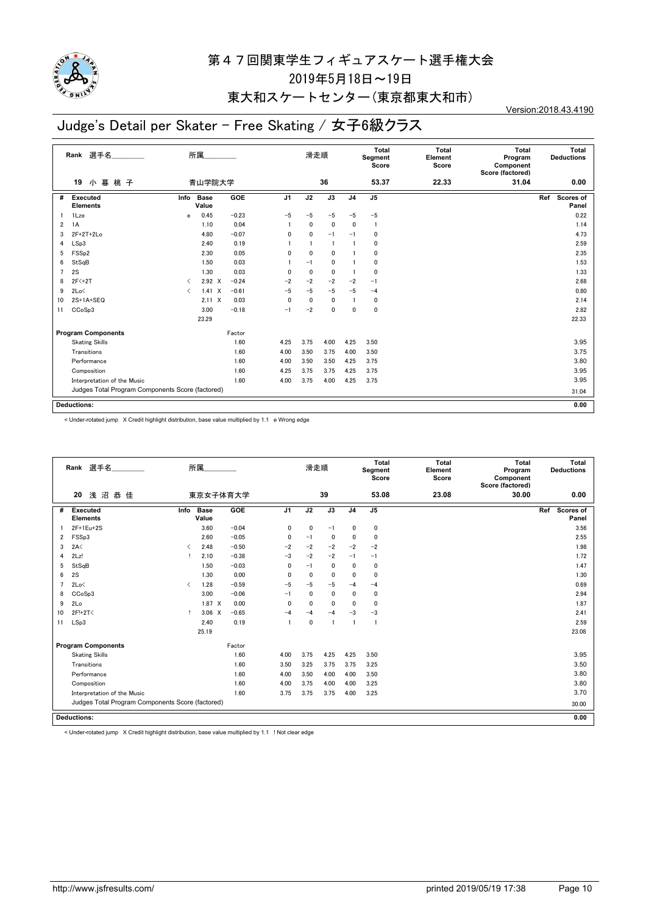# 第47回関東学生フィギュアスケート選手権大会

2019年5月18日～19日

東大和スケートセンター(東京都東大和市)

Version:2018.43.4190

## Judge's Detail per Skater - Free Skating / 女子6級クラス

| Rank | 選手名 | 所属 | 滑走順 | Total Segment Score | Total Element Score | Total Program Component Score (factored) | Total Deductions |
|---|---|---|---|---|---|---|---|
| 19 | 小暮桃子 | 青山学院大学 | 36 | 53.37 | 22.33 | 31.04 | 0.00 |

| # | Executed Elements | Info | Base Value | | GOE | J1 | J2 | J3 | J4 | J5 | Ref | Scores of Panel |
|---|---|---|---|---|---|---|---|---|---|---|---|---|
| 1 | 1Lze | e | 0.45 | | −0.23 | −5 | −5 | −5 | −5 | −5 | | 0.22 |
| 2 | 1A | | 1.10 | | 0.04 | 1 | 0 | 0 | 0 | 1 | | 1.14 |
| 3 | 2F+2T+2Lo | | 4.80 | | −0.07 | 0 | 0 | −1 | −1 | 0 | | 4.73 |
| 4 | LSp3 | | 2.40 | | 0.19 | 1 | 1 | 1 | 1 | 0 | | 2.59 |
| 5 | FSSp2 | | 2.30 | | 0.05 | 0 | 0 | 0 | 1 | 0 | | 2.35 |
| 6 | StSqB | | 1.50 | | 0.03 | 1 | −1 | 0 | 1 | 0 | | 1.53 |
| 7 | 2S | | 1.30 | | 0.03 | 0 | 0 | 0 | 1 | 0 | | 1.33 |
| 8 | 2F<+2T | < | 2.92 | X | −0.24 | −2 | −2 | −2 | −2 | −1 | | 2.68 |
| 9 | 2Lo< | < | 1.41 | X | −0.61 | −5 | −5 | −5 | −5 | −4 | | 0.80 |
| 10 | 2S+1A+SEQ | | 2.11 | X | 0.03 | 0 | 0 | 0 | 1 | 0 | | 2.14 |
| 11 | CCoSp3 | | 3.00 | | −0.18 | −1 | −2 | 0 | 0 | 0 | | 2.82 |
| | | | 23.29 | | | | | | | | | 22.33 |

| Program Components | Factor | J1 | J2 | J3 | J4 | J5 | Scores of Panel |
|---|---|---|---|---|---|---|---|
| Skating Skills | 1.60 | 4.25 | 3.75 | 4.00 | 4.25 | 3.50 | 3.95 |
| Transitions | 1.60 | 4.00 | 3.50 | 3.75 | 4.00 | 3.50 | 3.75 |
| Performance | 1.60 | 4.00 | 3.50 | 3.50 | 4.25 | 3.75 | 3.80 |
| Composition | 1.60 | 4.25 | 3.75 | 3.75 | 4.25 | 3.75 | 3.95 |
| Interpretation of the Music | 1.60 | 4.00 | 3.75 | 4.00 | 4.25 | 3.75 | 3.95 |
| Judges Total Program Components Score (factored) | | | | | | | 31.04 |

**Deductions:** 0.00

< Under-rotated jump X Credit highlight distribution, base value multiplied by 1.1 e Wrong edge

| Rank | 選手名 | 所属 | 滑走順 | Total Segment Score | Total Element Score | Total Program Component Score (factored) | Total Deductions |
|---|---|---|---|---|---|---|---|
| 20 | 浅沼恭佳 | 東京女子体育大学 | 39 | 53.08 | 23.08 | 30.00 | 0.00 |

| # | Executed Elements | Info | Base Value | | GOE | J1 | J2 | J3 | J4 | J5 | Ref | Scores of Panel |
|---|---|---|---|---|---|---|---|---|---|---|---|---|
| 1 | 2F+1Eu+2S | | 3.60 | | −0.04 | 0 | 0 | −1 | 0 | 0 | | 3.56 |
| 2 | FSSp3 | | 2.60 | | −0.05 | 0 | −1 | 0 | 0 | 0 | | 2.55 |
| 3 | 2A< | < | 2.48 | | −0.50 | −2 | −2 | −2 | −2 | −2 | | 1.98 |
| 4 | 2Lz! | ! | 2.10 | | −0.38 | −3 | −2 | −2 | −1 | −1 | | 1.72 |
| 5 | StSqB | | 1.50 | | −0.03 | 0 | −1 | 0 | 0 | 0 | | 1.47 |
| 6 | 2S | | 1.30 | | 0.00 | 0 | 0 | 0 | 0 | 0 | | 1.30 |
| 7 | 2Lo< | < | 1.28 | | −0.59 | −5 | −5 | −5 | −4 | −4 | | 0.69 |
| 8 | CCoSp3 | | 3.00 | | −0.06 | −1 | 0 | 0 | 0 | 0 | | 2.94 |
| 9 | 2Lo | | 1.87 | X | 0.00 | 0 | 0 | 0 | 0 | 0 | | 1.87 |
| 10 | 2F!+2T< | ! | 3.06 | X | −0.65 | −4 | −4 | −4 | −3 | −3 | | 2.41 |
| 11 | LSp3 | | 2.40 | | 0.19 | 1 | 0 | 1 | 1 | 1 | | 2.59 |
| | | | 25.19 | | | | | | | | | 23.08 |

| Program Components | Factor | J1 | J2 | J3 | J4 | J5 | Scores of Panel |
|---|---|---|---|---|---|---|---|
| Skating Skills | 1.60 | 4.00 | 3.75 | 4.25 | 4.25 | 3.50 | 3.95 |
| Transitions | 1.60 | 3.50 | 3.25 | 3.75 | 3.75 | 3.25 | 3.50 |
| Performance | 1.60 | 4.00 | 3.50 | 4.00 | 4.00 | 3.50 | 3.80 |
| Composition | 1.60 | 4.00 | 3.75 | 4.00 | 4.00 | 3.25 | 3.80 |
| Interpretation of the Music | 1.60 | 3.75 | 3.75 | 3.75 | 4.00 | 3.25 | 3.70 |
| Judges Total Program Components Score (factored) | | | | | | | 30.00 |

**Deductions:** 0.00

< Under-rotated jump X Credit highlight distribution, base value multiplied by 1.1 ! Not clear edge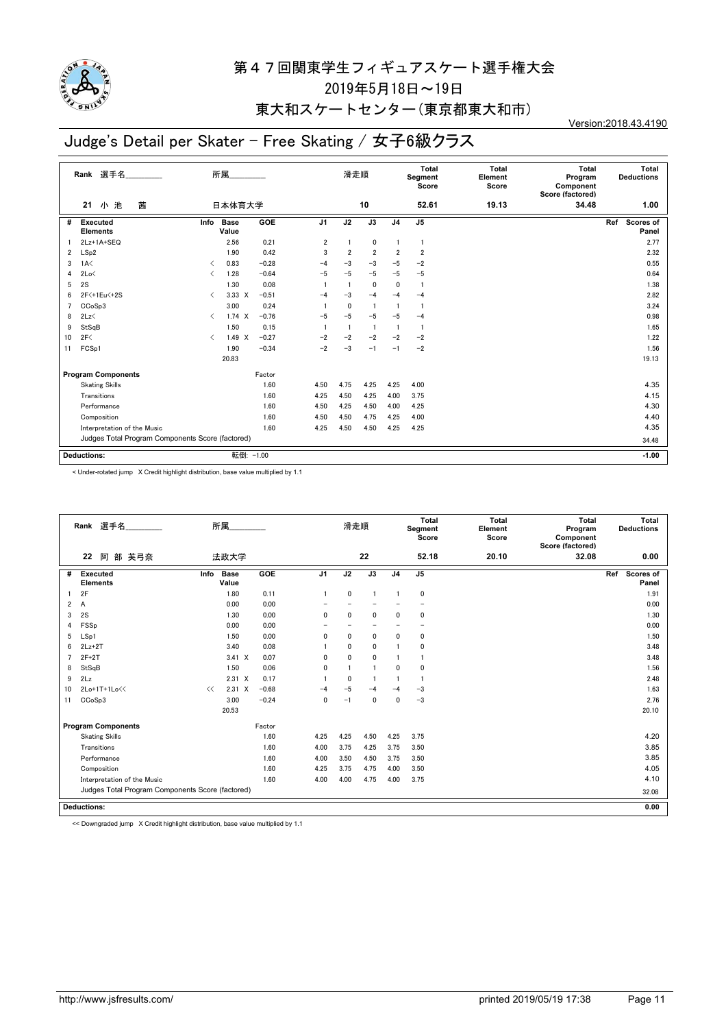# 第47回関東学生フィギュアスケート選手権大会

2019年5月18日～19日

東大和スケートセンター(東京都東大和市)

Version:2018.43.4190

## Judge's Detail per Skater - Free Skating / 女子6級クラス

| Rank | 選手名 | 所属 | 滑走順 | Total Segment Score | Total Element Score | Total Program Component Score (factored) | Total Deductions |
|---|---|---|---|---|---|---|---|
| 21 | 小池 茜 | 日本体育大学 | 10 | 52.61 | 19.13 | 34.48 | 1.00 |

| # | Executed Elements | Info | Base Value | | GOE | J1 | J2 | J3 | J4 | J5 | Ref | Scores of Panel |
|---|---|---|---|---|---|---|---|---|---|---|---|---|
| 1 | 2Lz+1A+SEQ | | 2.56 | | 0.21 | 2 | 1 | 0 | 1 | 1 | | 2.77 |
| 2 | LSp2 | | 1.90 | | 0.42 | 3 | 2 | 2 | 2 | 2 | | 2.32 |
| 3 | 1A< | < | 0.83 | | -0.28 | -4 | -3 | -3 | -5 | -2 | | 0.55 |
| 4 | 2Lo< | < | 1.28 | | -0.64 | -5 | -5 | -5 | -5 | -5 | | 0.64 |
| 5 | 2S | | 1.30 | | 0.08 | 1 | 1 | 0 | 0 | 1 | | 1.38 |
| 6 | 2F<+1Eu<+2S | < | 3.33 | X | -0.51 | -4 | -3 | -4 | -4 | -4 | | 2.82 |
| 7 | CCoSp3 | | 3.00 | | 0.24 | 1 | 0 | 1 | 1 | 1 | | 3.24 |
| 8 | 2Lz< | < | 1.74 | X | -0.76 | -5 | -5 | -5 | -5 | -4 | | 0.98 |
| 9 | StSqB | | 1.50 | | 0.15 | 1 | 1 | 1 | 1 | 1 | | 1.65 |
| 10 | 2F< | < | 1.49 | X | -0.27 | -2 | -2 | -2 | -2 | -2 | | 1.22 |
| 11 | FCSp1 | | 1.90 | | -0.34 | -2 | -3 | -1 | -1 | -2 | | 1.56 |
| | | | 20.83 | | | | | | | | | 19.13 |

| Program Components | Factor | J1 | J2 | J3 | J4 | J5 | Scores of Panel |
|---|---|---|---|---|---|---|---|
| Skating Skills | 1.60 | 4.50 | 4.75 | 4.25 | 4.25 | 4.00 | 4.35 |
| Transitions | 1.60 | 4.25 | 4.50 | 4.25 | 4.00 | 3.75 | 4.15 |
| Performance | 1.60 | 4.50 | 4.25 | 4.50 | 4.00 | 4.25 | 4.30 |
| Composition | 1.60 | 4.50 | 4.50 | 4.75 | 4.25 | 4.00 | 4.40 |
| Interpretation of the Music | 1.60 | 4.25 | 4.50 | 4.50 | 4.25 | 4.25 | 4.35 |
| Judges Total Program Components Score (factored) | | | | | | | 34.48 |

**Deductions:** 転倒: -1.00 　 **-1.00**

< Under-rotated jump X Credit highlight distribution, base value multiplied by 1.1

| Rank | 選手名 | 所属 | 滑走順 | Total Segment Score | Total Element Score | Total Program Component Score (factored) | Total Deductions |
|---|---|---|---|---|---|---|---|
| 22 | 阿部 芙弓奈 | 法政大学 | 22 | 52.18 | 20.10 | 32.08 | 0.00 |

| # | Executed Elements | Info | Base Value | | GOE | J1 | J2 | J3 | J4 | J5 | Ref | Scores of Panel |
|---|---|---|---|---|---|---|---|---|---|---|---|---|
| 1 | 2F | | 1.80 | | 0.11 | 1 | 0 | 1 | 1 | 0 | | 1.91 |
| 2 | A | | 0.00 | | 0.00 | - | - | - | - | - | | 0.00 |
| 3 | 2S | | 1.30 | | 0.00 | 0 | 0 | 0 | 0 | 0 | | 1.30 |
| 4 | FSSp | | 0.00 | | 0.00 | - | - | - | - | - | | 0.00 |
| 5 | LSp1 | | 1.50 | | 0.00 | 0 | 0 | 0 | 0 | 0 | | 1.50 |
| 6 | 2Lz+2T | | 3.40 | | 0.08 | 1 | 0 | 0 | 1 | 0 | | 3.48 |
| 7 | 2F+2T | | 3.41 | X | 0.07 | 0 | 0 | 0 | 1 | 1 | | 3.48 |
| 8 | StSqB | | 1.50 | | 0.06 | 0 | 1 | 1 | 0 | 0 | | 1.56 |
| 9 | 2Lz | | 2.31 | X | 0.17 | 1 | 0 | 1 | 1 | 1 | | 2.48 |
| 10 | 2Lo+1T+1Lo<< | << | 2.31 | X | -0.68 | -4 | -5 | -4 | -4 | -3 | | 1.63 |
| 11 | CCoSp3 | | 3.00 | | -0.24 | 0 | -1 | 0 | 0 | -3 | | 2.76 |
| | | | 20.53 | | | | | | | | | 20.10 |

| Program Components | Factor | J1 | J2 | J3 | J4 | J5 | Scores of Panel |
|---|---|---|---|---|---|---|---|
| Skating Skills | 1.60 | 4.25 | 4.25 | 4.50 | 4.25 | 3.75 | 4.20 |
| Transitions | 1.60 | 4.00 | 3.75 | 4.25 | 3.75 | 3.50 | 3.85 |
| Performance | 1.60 | 4.00 | 3.50 | 4.50 | 3.75 | 3.50 | 3.85 |
| Composition | 1.60 | 4.25 | 3.75 | 4.75 | 4.00 | 3.50 | 4.05 |
| Interpretation of the Music | 1.60 | 4.00 | 4.00 | 4.75 | 4.00 | 3.75 | 4.10 |
| Judges Total Program Components Score (factored) | | | | | | | 32.08 |

**Deductions:** **0.00**

<< Downgraded jump X Credit highlight distribution, base value multiplied by 1.1

http://www.jsfresults.com/ 　 printed 2019/05/19 17:38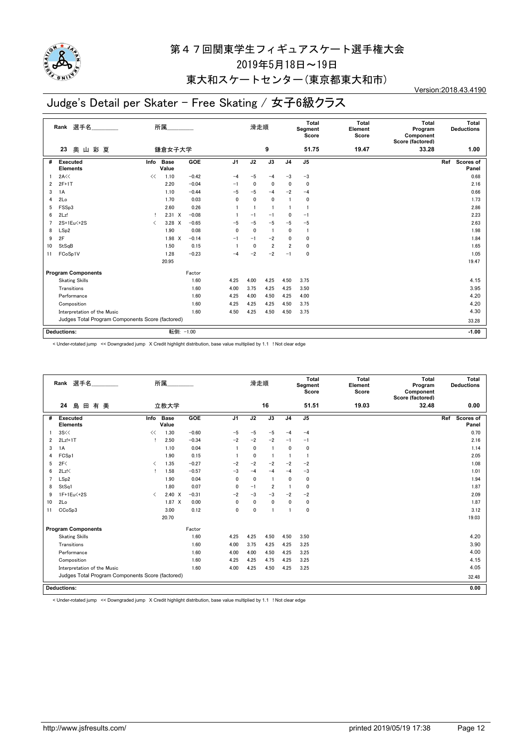# 第４７回関東学生フィギュアスケート選手権大会

## 2019年5月18日～19日

## 東大和スケートセンター（東京都東大和市）

Version:2018.43.4190

## Judge's Detail per Skater - Free Skating / 女子6級クラス

| Rank | 選手名 | 所属 | 滑走順 | Total Segment Score | Total Element Score | Total Program Component Score (factored) | Total Deductions |
|---|---|---|---|---|---|---|---|
| 23 | 奥 山 彩 夏 | 鎌倉女子大学 | 9 | 51.75 | 19.47 | 33.28 | 1.00 |

| # | Executed Elements | Info | Base Value | | GOE | J1 | J2 | J3 | J4 | J5 | Ref | Scores of Panel |
|---|---|---|---|---|---|---|---|---|---|---|---|---|
| 1 | 2A<< | << | 1.10 | | −0.42 | −4 | −5 | −4 | −3 | −3 | | 0.68 |
| 2 | 2F+1T | | 2.20 | | −0.04 | −1 | 0 | 0 | 0 | 0 | | 2.16 |
| 3 | 1A | | 1.10 | | −0.44 | −5 | −5 | −4 | −2 | −4 | | 0.66 |
| 4 | 2Lo | | 1.70 | | 0.03 | 0 | 0 | 0 | 1 | 0 | | 1.73 |
| 5 | FSSp3 | | 2.60 | | 0.26 | 1 | 1 | 1 | 1 | 1 | | 2.86 |
| 6 | 2Lz! | ! | 2.31 | X | −0.08 | 1 | −1 | −1 | 0 | −1 | | 2.23 |
| 7 | 2S+1Eu<+2S | < | 3.28 | X | −0.65 | −5 | −5 | −5 | −5 | −5 | | 2.63 |
| 8 | LSp2 | | 1.90 | | 0.08 | 0 | 0 | 1 | 0 | 1 | | 1.98 |
| 9 | 2F | | 1.98 | X | −0.14 | −1 | −1 | −2 | 0 | 0 | | 1.84 |
| 10 | StSqB | | 1.50 | | 0.15 | 1 | 0 | 2 | 2 | 0 | | 1.65 |
| 11 | FCoSp1V | | 1.28 | | −0.23 | −4 | −2 | −2 | −1 | 0 | | 1.05 |
| | | | 20.95 | | | | | | | | | 19.47 |

| Program Components | Factor | J1 | J2 | J3 | J4 | J5 | Scores of Panel |
|---|---|---|---|---|---|---|---|
| Skating Skills | 1.60 | 4.25 | 4.00 | 4.25 | 4.50 | 3.75 | 4.15 |
| Transitions | 1.60 | 4.00 | 3.75 | 4.25 | 4.25 | 3.50 | 3.95 |
| Performance | 1.60 | 4.25 | 4.00 | 4.50 | 4.25 | 4.00 | 4.20 |
| Composition | 1.60 | 4.25 | 4.25 | 4.25 | 4.50 | 3.75 | 4.20 |
| Interpretation of the Music | 1.60 | 4.50 | 4.25 | 4.50 | 4.50 | 3.75 | 4.30 |
| Judges Total Program Components Score (factored) | | | | | | | 33.28 |

| Deductions: | 転倒: −1.00 | −1.00 |
|---|---|---|

< Under-rotated jump << Downgraded jump X Credit highlight distribution, base value multiplied by 1.1 ! Not clear edge

| Rank | 選手名 | 所属 | 滑走順 | Total Segment Score | Total Element Score | Total Program Component Score (factored) | Total Deductions |
|---|---|---|---|---|---|---|---|
| 24 | 島 田 有 美 | 立教大学 | 16 | 51.51 | 19.03 | 32.48 | 0.00 |

| # | Executed Elements | Info | Base Value | | GOE | J1 | J2 | J3 | J4 | J5 | Ref | Scores of Panel |
|---|---|---|---|---|---|---|---|---|---|---|---|---|
| 1 | 3S<< | << | 1.30 | | −0.60 | −5 | −5 | −5 | −4 | −4 | | 0.70 |
| 2 | 2Lz!+1T | ! | 2.50 | | −0.34 | −2 | −2 | −2 | −1 | −1 | | 2.16 |
| 3 | 1A | | 1.10 | | 0.04 | 1 | 0 | 1 | 0 | 0 | | 1.14 |
| 4 | FCSp1 | | 1.90 | | 0.15 | 1 | 0 | 1 | 1 | 1 | | 2.05 |
| 5 | 2F< | < | 1.35 | | −0.27 | −2 | −2 | −2 | −2 | −2 | | 1.08 |
| 6 | 2Lz!< | ! | 1.58 | | −0.57 | −3 | −4 | −4 | −4 | −3 | | 1.01 |
| 7 | LSp2 | | 1.90 | | 0.04 | 0 | 0 | 1 | 0 | 0 | | 1.94 |
| 8 | StSq1 | | 1.80 | | 0.07 | 0 | −1 | 2 | 1 | 0 | | 1.87 |
| 9 | 1F+1Eu<+2S | < | 2.40 | X | −0.31 | −2 | −3 | −3 | −2 | −2 | | 2.09 |
| 10 | 2Lo | | 1.87 | X | 0.00 | 0 | 0 | 0 | 0 | 0 | | 1.87 |
| 11 | CCoSp3 | | 3.00 | | 0.12 | 0 | 0 | 1 | 1 | 0 | | 3.12 |
| | | | 20.70 | | | | | | | | | 19.03 |

| Program Components | Factor | J1 | J2 | J3 | J4 | J5 | Scores of Panel |
|---|---|---|---|---|---|---|---|
| Skating Skills | 1.60 | 4.25 | 4.25 | 4.50 | 4.50 | 3.50 | 4.20 |
| Transitions | 1.60 | 4.00 | 3.75 | 4.25 | 4.25 | 3.25 | 3.90 |
| Performance | 1.60 | 4.00 | 4.00 | 4.50 | 4.25 | 3.25 | 4.00 |
| Composition | 1.60 | 4.25 | 4.25 | 4.75 | 4.25 | 3.25 | 4.15 |
| Interpretation of the Music | 1.60 | 4.00 | 4.25 | 4.50 | 4.25 | 3.25 | 4.05 |
| Judges Total Program Components Score (factored) | | | | | | | 32.48 |

| Deductions: | | 0.00 |
|---|---|---|

< Under-rotated jump << Downgraded jump X Credit highlight distribution, base value multiplied by 1.1 ! Not clear edge

http://www.jsfresults.com/ printed 2019/05/19 17:38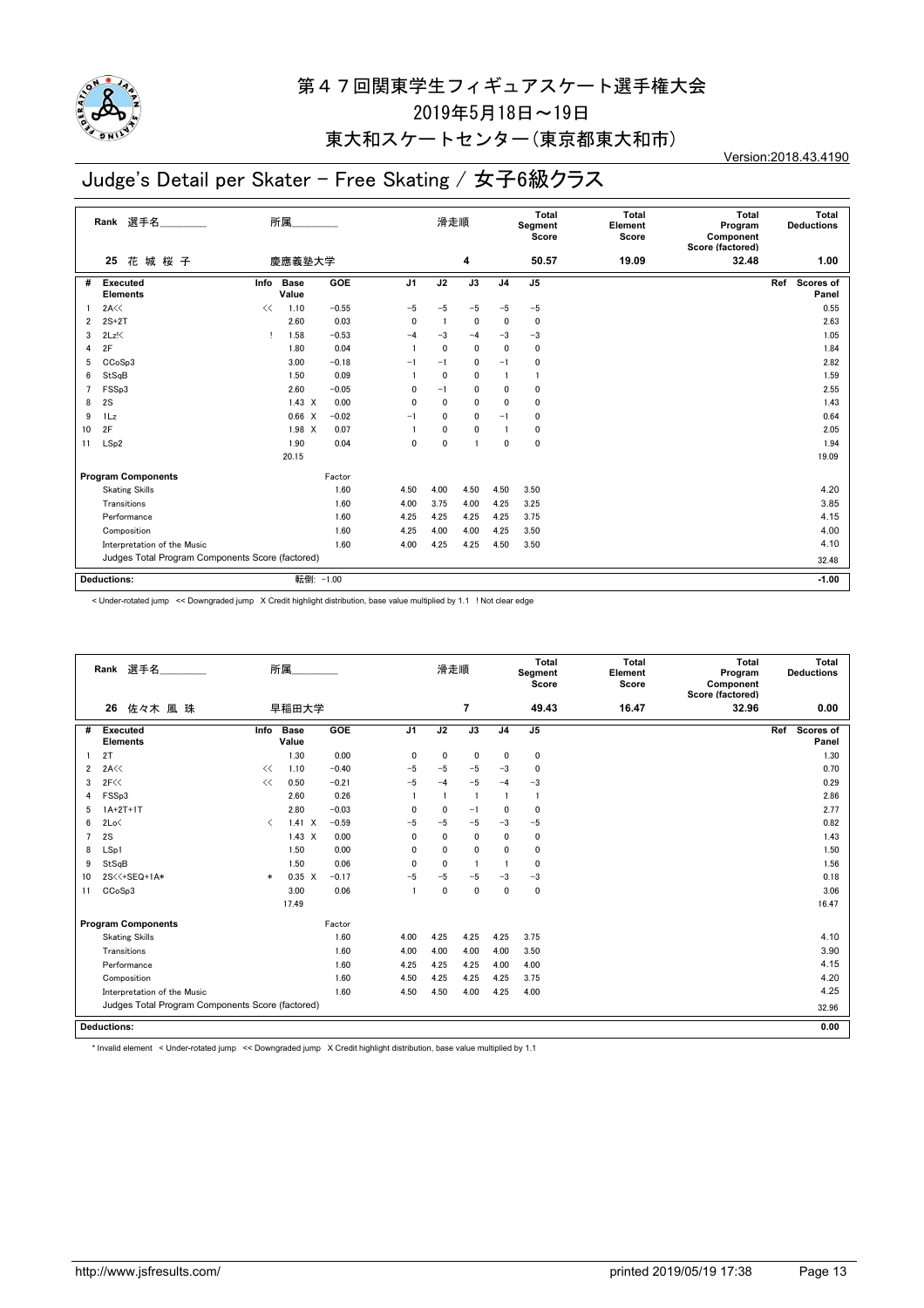# 第47回関東学生フィギュアスケート選手権大会

2019年5月18日～19日

東大和スケートセンター(東京都東大和市)

Version:2018.43.4190

## Judge's Detail per Skater - Free Skating / 女子6級クラス

| Rank | 選手名 | 所属 | 滑走順 | Total Segment Score | Total Element Score | Total Program Component Score (factored) | Total Deductions |
|---|---|---|---|---|---|---|---|
| 25 | 花 城 桜 子 | 慶應義塾大学 | 4 | 50.57 | 19.09 | 32.48 | 1.00 |

| # | Executed Elements | Info | Base Value | | GOE | J1 | J2 | J3 | J4 | J5 | Ref | Scores of Panel |
|---|---|---|---|---|---|---|---|---|---|---|---|---|
| 1 | 2A<< | << | 1.10 | | −0.55 | −5 | −5 | −5 | −5 | −5 | | 0.55 |
| 2 | 2S+2T | | 2.60 | | 0.03 | 0 | 1 | 0 | 0 | 0 | | 2.63 |
| 3 | 2Lz!< | ! | 1.58 | | −0.53 | −4 | −3 | −4 | −3 | −3 | | 1.05 |
| 4 | 2F | | 1.80 | | 0.04 | 1 | 0 | 0 | 0 | 0 | | 1.84 |
| 5 | CCoSp3 | | 3.00 | | −0.18 | −1 | −1 | 0 | −1 | 0 | | 2.82 |
| 6 | StSqB | | 1.50 | | 0.09 | 1 | 0 | 0 | 1 | 1 | | 1.59 |
| 7 | FSSp3 | | 2.60 | | −0.05 | 0 | −1 | 0 | 0 | 0 | | 2.55 |
| 8 | 2S | | 1.43 | X | 0.00 | 0 | 0 | 0 | 0 | 0 | | 1.43 |
| 9 | 1Lz | | 0.66 | X | −0.02 | −1 | 0 | 0 | −1 | 0 | | 0.64 |
| 10 | 2F | | 1.98 | X | 0.07 | 1 | 0 | 0 | 1 | 0 | | 2.05 |
| 11 | LSp2 | | 1.90 | | 0.04 | 0 | 0 | 1 | 0 | 0 | | 1.94 |
| | | | 20.15 | | | | | | | | | 19.09 |

| Program Components | Factor | J1 | J2 | J3 | J4 | J5 | Scores of Panel |
|---|---|---|---|---|---|---|---|
| Skating Skills | 1.60 | 4.50 | 4.00 | 4.50 | 4.50 | 3.50 | 4.20 |
| Transitions | 1.60 | 4.00 | 3.75 | 4.00 | 4.25 | 3.25 | 3.85 |
| Performance | 1.60 | 4.25 | 4.25 | 4.25 | 4.25 | 3.75 | 4.15 |
| Composition | 1.60 | 4.25 | 4.00 | 4.00 | 4.25 | 3.50 | 4.00 |
| Interpretation of the Music | 1.60 | 4.00 | 4.25 | 4.25 | 4.50 | 3.50 | 4.10 |
| Judges Total Program Components Score (factored) | | | | | | | 32.48 |

| Deductions: | 転倒: −1.00 | −1.00 |
|---|---|---|

< Under-rotated jump << Downgraded jump X Credit highlight distribution, base value multiplied by 1.1 ! Not clear edge

| Rank | 選手名 | 所属 | 滑走順 | Total Segment Score | Total Element Score | Total Program Component Score (factored) | Total Deductions |
|---|---|---|---|---|---|---|---|
| 26 | 佐々木 風 珠 | 早稲田大学 | 7 | 49.43 | 16.47 | 32.96 | 0.00 |

| # | Executed Elements | Info | Base Value | | GOE | J1 | J2 | J3 | J4 | J5 | Ref | Scores of Panel |
|---|---|---|---|---|---|---|---|---|---|---|---|---|
| 1 | 2T | | 1.30 | | 0.00 | 0 | 0 | 0 | 0 | 0 | | 1.30 |
| 2 | 2A<< | << | 1.10 | | −0.40 | −5 | −5 | −5 | −3 | 0 | | 0.70 |
| 3 | 2F<< | << | 0.50 | | −0.21 | −5 | −4 | −5 | −4 | −3 | | 0.29 |
| 4 | FSSp3 | | 2.60 | | 0.26 | 1 | 1 | 1 | 1 | 1 | | 2.86 |
| 5 | 1A+2T+1T | | 2.80 | | −0.03 | 0 | 0 | −1 | 0 | 0 | | 2.77 |
| 6 | 2Lo< | < | 1.41 | X | −0.59 | −5 | −5 | −5 | −3 | −5 | | 0.82 |
| 7 | 2S | | 1.43 | X | 0.00 | 0 | 0 | 0 | 0 | 0 | | 1.43 |
| 8 | LSp1 | | 1.50 | | 0.00 | 0 | 0 | 0 | 0 | 0 | | 1.50 |
| 9 | StSqB | | 1.50 | | 0.06 | 0 | 0 | 1 | 1 | 0 | | 1.56 |
| 10 | 2S<<+SEQ+1A* | * | 0.35 | X | −0.17 | −5 | −5 | −5 | −3 | −3 | | 0.18 |
| 11 | CCoSp3 | | 3.00 | | 0.06 | 1 | 0 | 0 | 0 | 0 | | 3.06 |
| | | | 17.49 | | | | | | | | | 16.47 |

| Program Components | Factor | J1 | J2 | J3 | J4 | J5 | Scores of Panel |
|---|---|---|---|---|---|---|---|
| Skating Skills | 1.60 | 4.00 | 4.25 | 4.25 | 4.25 | 3.75 | 4.10 |
| Transitions | 1.60 | 4.00 | 4.00 | 4.00 | 4.00 | 3.50 | 3.90 |
| Performance | 1.60 | 4.25 | 4.25 | 4.25 | 4.00 | 4.00 | 4.15 |
| Composition | 1.60 | 4.50 | 4.25 | 4.25 | 4.25 | 3.75 | 4.20 |
| Interpretation of the Music | 1.60 | 4.50 | 4.50 | 4.00 | 4.25 | 4.00 | 4.25 |
| Judges Total Program Components Score (factored) | | | | | | | 32.96 |

| Deductions: | | 0.00 |
|---|---|---|

* Invalid element < Under-rotated jump << Downgraded jump X Credit highlight distribution, base value multiplied by 1.1

http://www.jsfresults.com/ printed 2019/05/19 17:38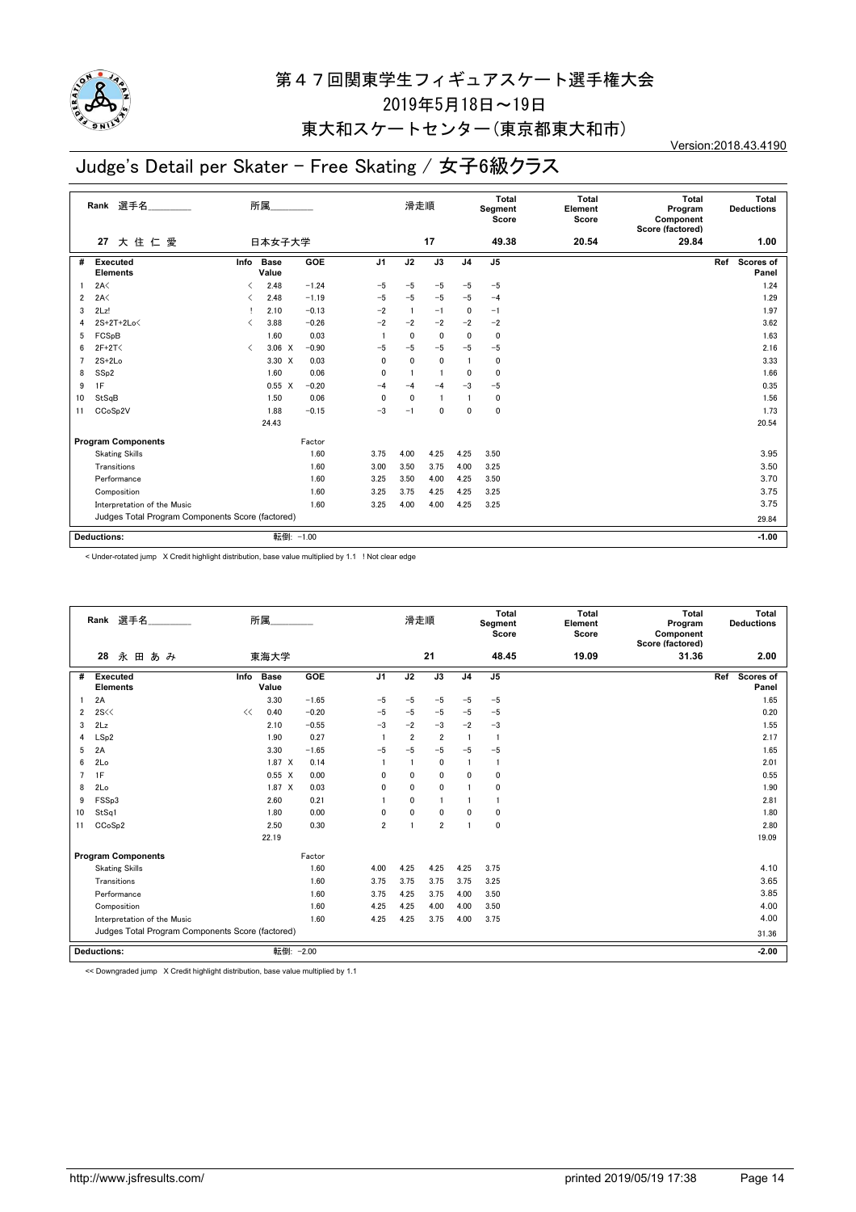# 第４７回関東学生フィギュアスケート選手権大会

2019年5月18日～19日

東大和スケートセンター(東京都東大和市)

Version:2018.43.4190

## Judge's Detail per Skater - Free Skating / 女子6級クラス

| Rank | 選手名 | 所属 | 滑走順 | Total Segment Score | Total Element Score | Total Program Component Score (factored) | Total Deductions |
|---|---|---|---|---|---|---|---|
| 27 | 大 住 仁 愛 | 日本女子大学 | 17 | 49.38 | 20.54 | 29.84 | 1.00 |

| # | Executed Elements | Info | Base Value | | GOE | J1 | J2 | J3 | J4 | J5 | Ref | Scores of Panel |
|---|---|---|---|---|---|---|---|---|---|---|---|---|
| 1 | 2A< | < | 2.48 | | −1.24 | −5 | −5 | −5 | −5 | −5 | | 1.24 |
| 2 | 2A< | < | 2.48 | | −1.19 | −5 | −5 | −5 | −5 | −4 | | 1.29 |
| 3 | 2Lz! | ! | 2.10 | | −0.13 | −2 | 1 | −1 | 0 | −1 | | 1.97 |
| 4 | 2S+2T+2Lo< | < | 3.88 | | −0.26 | −2 | −2 | −2 | −2 | −2 | | 3.62 |
| 5 | FCSpB | | 1.60 | | 0.03 | 1 | 0 | 0 | 0 | 0 | | 1.63 |
| 6 | 2F+2T< | < | 3.06 | X | −0.90 | −5 | −5 | −5 | −5 | −5 | | 2.16 |
| 7 | 2S+2Lo | | 3.30 | X | 0.03 | 0 | 0 | 0 | 1 | 0 | | 3.33 |
| 8 | SSp2 | | 1.60 | | 0.06 | 0 | 1 | 1 | 0 | 0 | | 1.66 |
| 9 | 1F | | 0.55 | X | −0.20 | −4 | −4 | −4 | −3 | −5 | | 0.35 |
| 10 | StSqB | | 1.50 | | 0.06 | 0 | 0 | 1 | 1 | 0 | | 1.56 |
| 11 | CCoSp2V | | 1.88 | | −0.15 | −3 | −1 | 0 | 0 | 0 | | 1.73 |
| | | | 24.43 | | | | | | | | | 20.54 |

| Program Components | Factor | J1 | J2 | J3 | J4 | J5 | Scores of Panel |
|---|---|---|---|---|---|---|---|
| Skating Skills | 1.60 | 3.75 | 4.00 | 4.25 | 4.25 | 3.50 | 3.95 |
| Transitions | 1.60 | 3.00 | 3.50 | 3.75 | 4.00 | 3.25 | 3.50 |
| Performance | 1.60 | 3.25 | 3.50 | 4.00 | 4.25 | 3.50 | 3.70 |
| Composition | 1.60 | 3.25 | 3.75 | 4.25 | 4.25 | 3.25 | 3.75 |
| Interpretation of the Music | 1.60 | 3.25 | 4.00 | 4.00 | 4.25 | 3.25 | 3.75 |
| Judges Total Program Components Score (factored) | | | | | | | 29.84 |

**Deductions:** 転倒: −1.00 　　**−1.00**

< Under-rotated jump　X Credit highlight distribution, base value multiplied by 1.1　! Not clear edge

| Rank | 選手名 | 所属 | 滑走順 | Total Segment Score | Total Element Score | Total Program Component Score (factored) | Total Deductions |
|---|---|---|---|---|---|---|---|
| 28 | 永 田 あ み | 東海大学 | 21 | 48.45 | 19.09 | 31.36 | 2.00 |

| # | Executed Elements | Info | Base Value | | GOE | J1 | J2 | J3 | J4 | J5 | Ref | Scores of Panel |
|---|---|---|---|---|---|---|---|---|---|---|---|---|
| 1 | 2A | | 3.30 | | −1.65 | −5 | −5 | −5 | −5 | −5 | | 1.65 |
| 2 | 2S<< | << | 0.40 | | −0.20 | −5 | −5 | −5 | −5 | −5 | | 0.20 |
| 3 | 2Lz | | 2.10 | | −0.55 | −3 | −2 | −3 | −2 | −3 | | 1.55 |
| 4 | LSp2 | | 1.90 | | 0.27 | 1 | 2 | 2 | 1 | 1 | | 2.17 |
| 5 | 2A | | 3.30 | | −1.65 | −5 | −5 | −5 | −5 | −5 | | 1.65 |
| 6 | 2Lo | | 1.87 | X | 0.14 | 1 | 1 | 0 | 1 | 1 | | 2.01 |
| 7 | 1F | | 0.55 | X | 0.00 | 0 | 0 | 0 | 0 | 0 | | 0.55 |
| 8 | 2Lo | | 1.87 | X | 0.03 | 0 | 0 | 0 | 1 | 0 | | 1.90 |
| 9 | FSSp3 | | 2.60 | | 0.21 | 1 | 0 | 1 | 1 | 1 | | 2.81 |
| 10 | StSq1 | | 1.80 | | 0.00 | 0 | 0 | 0 | 0 | 0 | | 1.80 |
| 11 | CCoSp2 | | 2.50 | | 0.30 | 2 | 1 | 2 | 1 | 0 | | 2.80 |
| | | | 22.19 | | | | | | | | | 19.09 |

| Program Components | Factor | J1 | J2 | J3 | J4 | J5 | Scores of Panel |
|---|---|---|---|---|---|---|---|
| Skating Skills | 1.60 | 4.00 | 4.25 | 4.25 | 4.25 | 3.75 | 4.10 |
| Transitions | 1.60 | 3.75 | 3.75 | 3.75 | 3.75 | 3.25 | 3.65 |
| Performance | 1.60 | 3.75 | 4.25 | 3.75 | 4.00 | 3.50 | 3.85 |
| Composition | 1.60 | 4.25 | 4.25 | 4.00 | 4.00 | 3.50 | 4.00 |
| Interpretation of the Music | 1.60 | 4.25 | 4.25 | 3.75 | 4.00 | 3.75 | 4.00 |
| Judges Total Program Components Score (factored) | | | | | | | 31.36 |

**Deductions:** 転倒: −2.00 　　**−2.00**

<< Downgraded jump　X Credit highlight distribution, base value multiplied by 1.1

http://www.jsfresults.com/　　printed 2019/05/19 17:38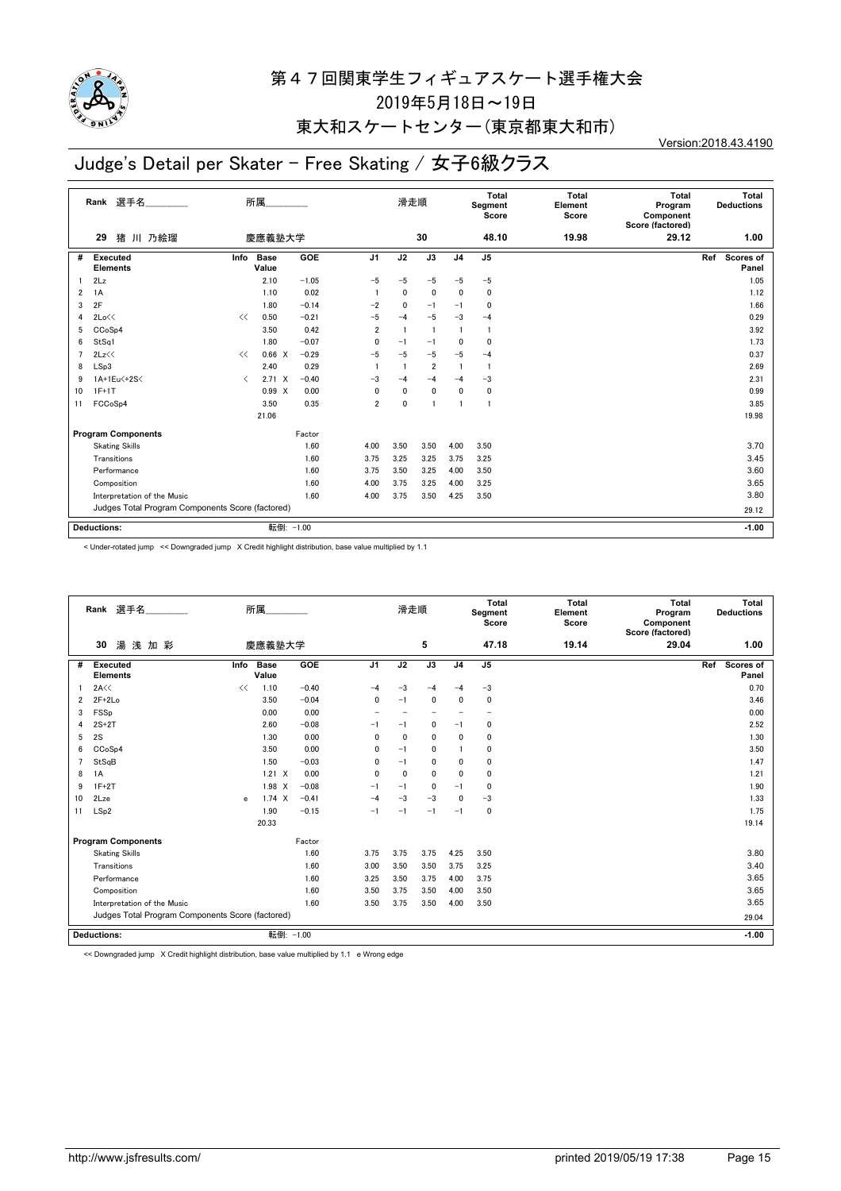# 第４７回関東学生フィギュアスケート選手権大会

2019年5月18日～19日

東大和スケートセンター(東京都東大和市)

Version:2018.43.4190

## Judge's Detail per Skater - Free Skating / 女子6級クラス

| Rank | 選手名 | 所属 | 滑走順 | Total Segment Score | Total Element Score | Total Program Component Score (factored) | Total Deductions |
|---|---|---|---|---|---|---|---|
| 29 | 猪 川 乃絵瑠 | 慶應義塾大学 | 30 | 48.10 | 19.98 | 29.12 | 1.00 |

| # | Executed Elements | Info | Base Value | | GOE | J1 | J2 | J3 | J4 | J5 | Ref | Scores of Panel |
|---|---|---|---|---|---|---|---|---|---|---|---|---|
| 1 | 2Lz | | 2.10 | | −1.05 | −5 | −5 | −5 | −5 | −5 | | 1.05 |
| 2 | 1A | | 1.10 | | 0.02 | 1 | 0 | 0 | 0 | 0 | | 1.12 |
| 3 | 2F | | 1.80 | | −0.14 | −2 | 0 | −1 | −1 | 0 | | 1.66 |
| 4 | 2Lo<< | << | 0.50 | | −0.21 | −5 | −4 | −5 | −3 | −4 | | 0.29 |
| 5 | CCoSp4 | | 3.50 | | 0.42 | 2 | 1 | 1 | 1 | 1 | | 3.92 |
| 6 | StSq1 | | 1.80 | | −0.07 | 0 | −1 | −1 | 0 | 0 | | 1.73 |
| 7 | 2Lz<< | << | 0.66 | X | −0.29 | −5 | −5 | −5 | −5 | −4 | | 0.37 |
| 8 | LSp3 | | 2.40 | | 0.29 | 1 | 1 | 2 | 1 | 1 | | 2.69 |
| 9 | 1A+1Eu<+2S< | < | 2.71 | X | −0.40 | −3 | −4 | −4 | −4 | −3 | | 2.31 |
| 10 | 1F+1T | | 0.99 | X | 0.00 | 0 | 0 | 0 | 0 | 0 | | 0.99 |
| 11 | FCCoSp4 | | 3.50 | | 0.35 | 2 | 0 | 1 | 1 | 1 | | 3.85 |
| | | | 21.06 | | | | | | | | | 19.98 |
| | **Program Components** | | | | Factor | | | | | | | |
| | Skating Skills | | | | 1.60 | 4.00 | 3.50 | 3.50 | 4.00 | 3.50 | | 3.70 |
| | Transitions | | | | 1.60 | 3.75 | 3.25 | 3.25 | 3.75 | 3.25 | | 3.45 |
| | Performance | | | | 1.60 | 3.75 | 3.50 | 3.25 | 4.00 | 3.50 | | 3.60 |
| | Composition | | | | 1.60 | 4.00 | 3.75 | 3.25 | 4.00 | 3.25 | | 3.65 |
| | Interpretation of the Music | | | | 1.60 | 4.00 | 3.75 | 3.50 | 4.25 | 3.50 | | 3.80 |
| | Judges Total Program Components Score (factored) | | | | | | | | | | | 29.12 |
| | **Deductions:** | | 転倒: −1.00 | | | | | | | | | −1.00 |

< Under-rotated jump << Downgraded jump X Credit highlight distribution, base value multiplied by 1.1

| Rank | 選手名 | 所属 | 滑走順 | Total Segment Score | Total Element Score | Total Program Component Score (factored) | Total Deductions |
|---|---|---|---|---|---|---|---|
| 30 | 湯 浅 加 彩 | 慶應義塾大学 | 5 | 47.18 | 19.14 | 29.04 | 1.00 |

| # | Executed Elements | Info | Base Value | | GOE | J1 | J2 | J3 | J4 | J5 | Ref | Scores of Panel |
|---|---|---|---|---|---|---|---|---|---|---|---|---|
| 1 | 2A<< | << | 1.10 | | −0.40 | −4 | −3 | −4 | −4 | −3 | | 0.70 |
| 2 | 2F+2Lo | | 3.50 | | −0.04 | 0 | −1 | 0 | 0 | 0 | | 3.46 |
| 3 | FSSp | | 0.00 | | 0.00 | − | − | − | − | − | | 0.00 |
| 4 | 2S+2T | | 2.60 | | −0.08 | −1 | −1 | 0 | −1 | 0 | | 2.52 |
| 5 | 2S | | 1.30 | | 0.00 | 0 | 0 | 0 | 0 | 0 | | 1.30 |
| 6 | CCoSp4 | | 3.50 | | 0.00 | 0 | −1 | 0 | 1 | 0 | | 3.50 |
| 7 | StSqB | | 1.50 | | −0.03 | 0 | −1 | 0 | 0 | 0 | | 1.47 |
| 8 | 1A | | 1.21 | X | 0.00 | 0 | 0 | 0 | 0 | 0 | | 1.21 |
| 9 | 1F+2T | | 1.98 | X | −0.08 | −1 | −1 | 0 | −1 | 0 | | 1.90 |
| 10 | 2Lze | e | 1.74 | X | −0.41 | −4 | −3 | −3 | 0 | −3 | | 1.33 |
| 11 | LSp2 | | 1.90 | | −0.15 | −1 | −1 | −1 | −1 | 0 | | 1.75 |
| | | | 20.33 | | | | | | | | | 19.14 |
| | **Program Components** | | | | Factor | | | | | | | |
| | Skating Skills | | | | 1.60 | 3.75 | 3.75 | 3.75 | 4.25 | 3.50 | | 3.80 |
| | Transitions | | | | 1.60 | 3.00 | 3.50 | 3.50 | 3.75 | 3.25 | | 3.40 |
| | Performance | | | | 1.60 | 3.25 | 3.50 | 3.75 | 4.00 | 3.75 | | 3.65 |
| | Composition | | | | 1.60 | 3.50 | 3.75 | 3.50 | 4.00 | 3.50 | | 3.65 |
| | Interpretation of the Music | | | | 1.60 | 3.50 | 3.75 | 3.50 | 4.00 | 3.50 | | 3.65 |
| | Judges Total Program Components Score (factored) | | | | | | | | | | | 29.04 |
| | **Deductions:** | | 転倒: −1.00 | | | | | | | | | −1.00 |

<< Downgraded jump X Credit highlight distribution, base value multiplied by 1.1 e Wrong edge

http://www.jsfresults.com/ printed 2019/05/19 17:38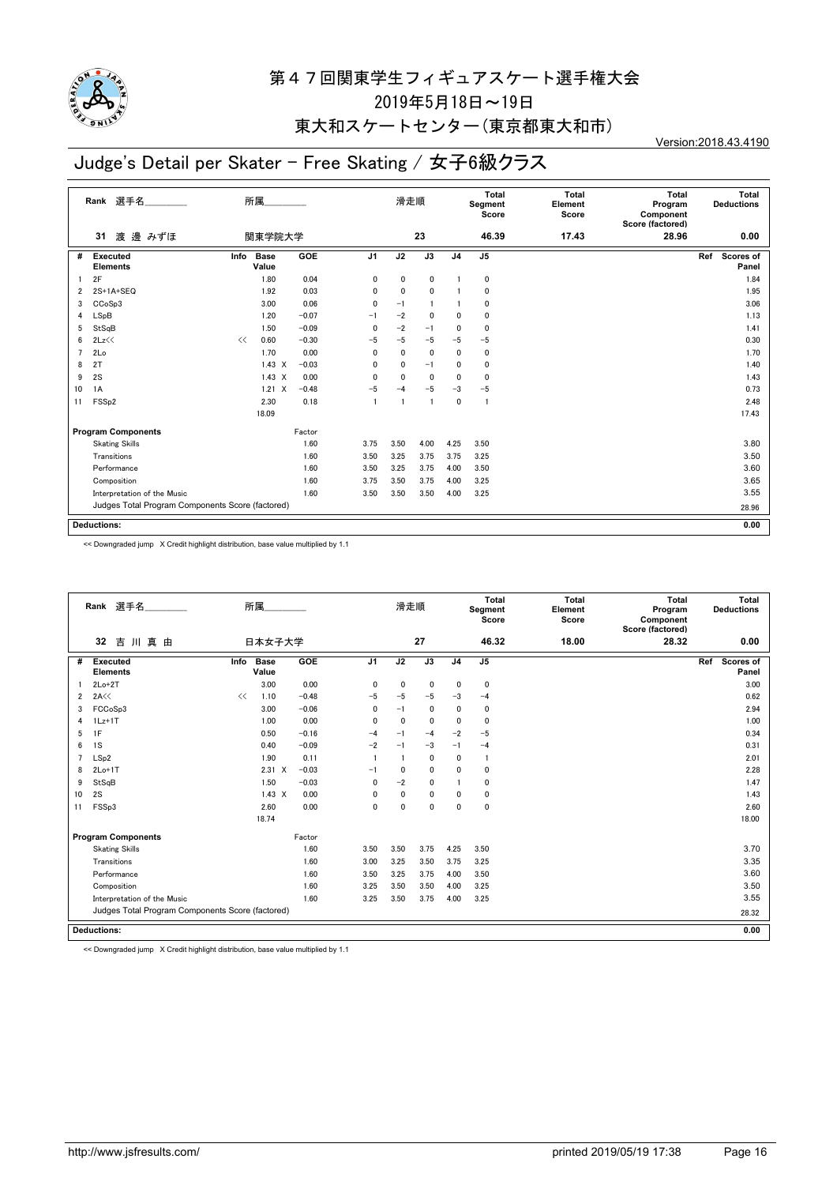# 第４７回関東学生フィギュアスケート選手権大会

2019年5月18日～19日

東大和スケートセンター（東京都東大和市）

Version:2018.43.4190

## Judge's Detail per Skater - Free Skating / 女子6級クラス

| Rank | 選手名 | 所属 | 滑走順 | Total Segment Score | Total Element Score | Total Program Component Score (factored) | Total Deductions |
|---|---|---|---|---|---|---|---|
| 31 | 渡 邊 みずほ | 関東学院大学 | 23 | 46.39 | 17.43 | 28.96 | 0.00 |

| # | Executed Elements | Info | Base Value | | GOE | J1 | J2 | J3 | J4 | J5 | Ref | Scores of Panel |
|---|---|---|---|---|---|---|---|---|---|---|---|---|
| 1 | 2F | | 1.80 | | 0.04 | 0 | 0 | 0 | 1 | 0 | | 1.84 |
| 2 | 2S+1A+SEQ | | 1.92 | | 0.03 | 0 | 0 | 0 | 1 | 0 | | 1.95 |
| 3 | CCoSp3 | | 3.00 | | 0.06 | 0 | −1 | 1 | 1 | 0 | | 3.06 |
| 4 | LSpB | | 1.20 | | −0.07 | −1 | −2 | 0 | 0 | 0 | | 1.13 |
| 5 | StSqB | | 1.50 | | −0.09 | 0 | −2 | −1 | 0 | 0 | | 1.41 |
| 6 | 2Lz<< | << | 0.60 | | −0.30 | −5 | −5 | −5 | −5 | −5 | | 0.30 |
| 7 | 2Lo | | 1.70 | | 0.00 | 0 | 0 | 0 | 0 | 0 | | 1.70 |
| 8 | 2T | | 1.43 | X | −0.03 | 0 | 0 | −1 | 0 | 0 | | 1.40 |
| 9 | 2S | | 1.43 | X | 0.00 | 0 | 0 | 0 | 0 | 0 | | 1.43 |
| 10 | 1A | | 1.21 | X | −0.48 | −5 | −4 | −5 | −3 | −5 | | 0.73 |
| 11 | FSSp2 | | 2.30 | | 0.18 | 1 | 1 | 1 | 0 | 1 | | 2.48 |
| | | | 18.09 | | | | | | | | | 17.43 |

| Program Components | Factor | J1 | J2 | J3 | J4 | J5 | Scores of Panel |
|---|---|---|---|---|---|---|---|
| Skating Skills | 1.60 | 3.75 | 3.50 | 4.00 | 4.25 | 3.50 | 3.80 |
| Transitions | 1.60 | 3.50 | 3.25 | 3.75 | 3.75 | 3.25 | 3.50 |
| Performance | 1.60 | 3.50 | 3.25 | 3.75 | 4.00 | 3.50 | 3.60 |
| Composition | 1.60 | 3.75 | 3.50 | 3.75 | 4.00 | 3.25 | 3.65 |
| Interpretation of the Music | 1.60 | 3.50 | 3.50 | 3.50 | 4.00 | 3.25 | 3.55 |
| Judges Total Program Components Score (factored) | | | | | | | 28.96 |

**Deductions:** 0.00

<< Downgraded jump X Credit highlight distribution, base value multiplied by 1.1

| Rank | 選手名 | 所属 | 滑走順 | Total Segment Score | Total Element Score | Total Program Component Score (factored) | Total Deductions |
|---|---|---|---|---|---|---|---|
| 32 | 吉 川 真 由 | 日本女子大学 | 27 | 46.32 | 18.00 | 28.32 | 0.00 |

| # | Executed Elements | Info | Base Value | | GOE | J1 | J2 | J3 | J4 | J5 | Ref | Scores of Panel |
|---|---|---|---|---|---|---|---|---|---|---|---|---|
| 1 | 2Lo+2T | | 3.00 | | 0.00 | 0 | 0 | 0 | 0 | 0 | | 3.00 |
| 2 | 2A<< | << | 1.10 | | −0.48 | −5 | −5 | −5 | −3 | −4 | | 0.62 |
| 3 | FCCoSp3 | | 3.00 | | −0.06 | 0 | −1 | 0 | 0 | 0 | | 2.94 |
| 4 | 1Lz+1T | | 1.00 | | 0.00 | 0 | 0 | 0 | 0 | 0 | | 1.00 |
| 5 | 1F | | 0.50 | | −0.16 | −4 | −1 | −4 | −2 | −5 | | 0.34 |
| 6 | 1S | | 0.40 | | −0.09 | −2 | −1 | −3 | −1 | −4 | | 0.31 |
| 7 | LSp2 | | 1.90 | | 0.11 | 1 | 1 | 0 | 0 | 1 | | 2.01 |
| 8 | 2Lo+1T | | 2.31 | X | −0.03 | −1 | 0 | 0 | 0 | 0 | | 2.28 |
| 9 | StSqB | | 1.50 | | −0.03 | 0 | −2 | 0 | 1 | 0 | | 1.47 |
| 10 | 2S | | 1.43 | X | 0.00 | 0 | 0 | 0 | 0 | 0 | | 1.43 |
| 11 | FSSp3 | | 2.60 | | 0.00 | 0 | 0 | 0 | 0 | 0 | | 2.60 |
| | | | 18.74 | | | | | | | | | 18.00 |

| Program Components | Factor | J1 | J2 | J3 | J4 | J5 | Scores of Panel |
|---|---|---|---|---|---|---|---|
| Skating Skills | 1.60 | 3.50 | 3.50 | 3.75 | 4.25 | 3.50 | 3.70 |
| Transitions | 1.60 | 3.00 | 3.25 | 3.50 | 3.75 | 3.25 | 3.35 |
| Performance | 1.60 | 3.50 | 3.25 | 3.75 | 4.00 | 3.50 | 3.60 |
| Composition | 1.60 | 3.25 | 3.50 | 3.50 | 4.00 | 3.25 | 3.50 |
| Interpretation of the Music | 1.60 | 3.25 | 3.50 | 3.75 | 4.00 | 3.25 | 3.55 |
| Judges Total Program Components Score (factored) | | | | | | | 28.32 |

**Deductions:** 0.00

<< Downgraded jump X Credit highlight distribution, base value multiplied by 1.1

http://www.jsfresults.com/ printed 2019/05/19 17:38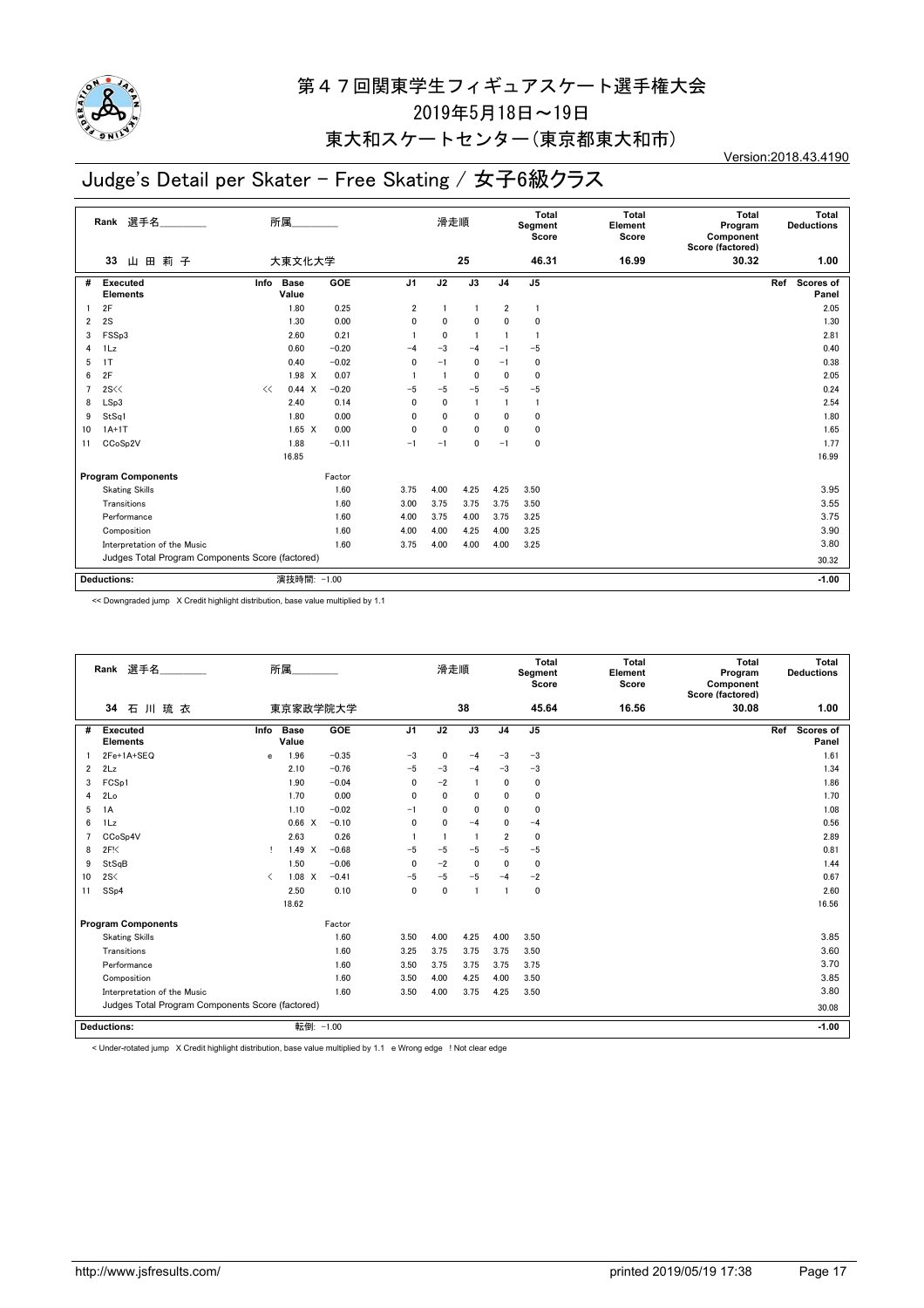# 第４７回関東学生フィギュアスケート選手権大会

2019年5月18日～19日

東大和スケートセンター（東京都東大和市）

Version:2018.43.4190

## Judge's Detail per Skater - Free Skating / 女子6級クラス

| Rank | 選手名 | 所属 | 滑走順 | Total Segment Score | Total Element Score | Total Program Component Score (factored) | Total Deductions |
|---|---|---|---|---|---|---|---|
| 33 | 山田莉子 | 大東文化大学 | 25 | 46.31 | 16.99 | 30.32 | 1.00 |

| # | Executed Elements | Info | Base Value | | GOE | J1 | J2 | J3 | J4 | J5 | Ref | Scores of Panel |
|---|---|---|---|---|---|---|---|---|---|---|---|---|
| 1 | 2F | | 1.80 | | 0.25 | 2 | 1 | 1 | 2 | 1 | | 2.05 |
| 2 | 2S | | 1.30 | | 0.00 | 0 | 0 | 0 | 0 | 0 | | 1.30 |
| 3 | FSSp3 | | 2.60 | | 0.21 | 1 | 0 | 1 | 1 | 1 | | 2.81 |
| 4 | 1Lz | | 0.60 | | −0.20 | −4 | −3 | −4 | −1 | −5 | | 0.40 |
| 5 | 1T | | 0.40 | | −0.02 | 0 | −1 | 0 | −1 | 0 | | 0.38 |
| 6 | 2F | | 1.98 | X | 0.07 | 1 | 1 | 0 | 0 | 0 | | 2.05 |
| 7 | 2S<< | << | 0.44 | X | −0.20 | −5 | −5 | −5 | −5 | −5 | | 0.24 |
| 8 | LSp3 | | 2.40 | | 0.14 | 0 | 0 | 1 | 1 | 1 | | 2.54 |
| 9 | StSq1 | | 1.80 | | 0.00 | 0 | 0 | 0 | 0 | 0 | | 1.80 |
| 10 | 1A+1T | | 1.65 | X | 0.00 | 0 | 0 | 0 | 0 | 0 | | 1.65 |
| 11 | CCoSp2V | | 1.88 | | −0.11 | −1 | −1 | 0 | −1 | 0 | | 1.77 |
| | | | 16.85 | | | | | | | | | 16.99 |

| Program Components | Factor | J1 | J2 | J3 | J4 | J5 | Scores of Panel |
|---|---|---|---|---|---|---|---|
| Skating Skills | 1.60 | 3.75 | 4.00 | 4.25 | 4.25 | 3.50 | 3.95 |
| Transitions | 1.60 | 3.00 | 3.75 | 3.75 | 3.75 | 3.50 | 3.55 |
| Performance | 1.60 | 4.00 | 3.75 | 4.00 | 3.75 | 3.25 | 3.75 |
| Composition | 1.60 | 4.00 | 4.00 | 4.25 | 4.00 | 3.25 | 3.90 |
| Interpretation of the Music | 1.60 | 3.75 | 4.00 | 4.00 | 4.00 | 3.25 | 3.80 |
| Judges Total Program Components Score (factored) | | | | | | | 30.32 |

| Deductions: | 演技時間: −1.00 | −1.00 |
|---|---|---|

<< Downgraded jump X Credit highlight distribution, base value multiplied by 1.1

| Rank | 選手名 | 所属 | 滑走順 | Total Segment Score | Total Element Score | Total Program Component Score (factored) | Total Deductions |
|---|---|---|---|---|---|---|---|
| 34 | 石川琉衣 | 東京家政学院大学 | 38 | 45.64 | 16.56 | 30.08 | 1.00 |

| # | Executed Elements | Info | Base Value | | GOE | J1 | J2 | J3 | J4 | J5 | Ref | Scores of Panel |
|---|---|---|---|---|---|---|---|---|---|---|---|---|
| 1 | 2Fe+1A+SEQ | e | 1.96 | | −0.35 | −3 | 0 | −4 | −3 | −3 | | 1.61 |
| 2 | 2Lz | | 2.10 | | −0.76 | −5 | −3 | −4 | −3 | −3 | | 1.34 |
| 3 | FCSp1 | | 1.90 | | −0.04 | 0 | −2 | 1 | 0 | 0 | | 1.86 |
| 4 | 2Lo | | 1.70 | | 0.00 | 0 | 0 | 0 | 0 | 0 | | 1.70 |
| 5 | 1A | | 1.10 | | −0.02 | −1 | 0 | 0 | 0 | 0 | | 1.08 |
| 6 | 1Lz | | 0.66 | X | −0.10 | 0 | 0 | −4 | 0 | −4 | | 0.56 |
| 7 | CCoSp4V | | 2.63 | | 0.26 | 1 | 1 | 1 | 2 | 0 | | 2.89 |
| 8 | 2F!< | ! | 1.49 | X | −0.68 | −5 | −5 | −5 | −5 | −5 | | 0.81 |
| 9 | StSqB | | 1.50 | | −0.06 | 0 | −2 | 0 | 0 | 0 | | 1.44 |
| 10 | 2S< | < | 1.08 | X | −0.41 | −5 | −5 | −5 | −4 | −2 | | 0.67 |
| 11 | SSp4 | | 2.50 | | 0.10 | 0 | 0 | 1 | 1 | 0 | | 2.60 |
| | | | 18.62 | | | | | | | | | 16.56 |

| Program Components | Factor | J1 | J2 | J3 | J4 | J5 | Scores of Panel |
|---|---|---|---|---|---|---|---|
| Skating Skills | 1.60 | 3.50 | 4.00 | 4.25 | 4.00 | 3.50 | 3.85 |
| Transitions | 1.60 | 3.25 | 3.75 | 3.75 | 3.75 | 3.50 | 3.60 |
| Performance | 1.60 | 3.50 | 3.75 | 3.75 | 3.75 | 3.75 | 3.70 |
| Composition | 1.60 | 3.50 | 4.00 | 4.25 | 4.00 | 3.50 | 3.85 |
| Interpretation of the Music | 1.60 | 3.50 | 4.00 | 3.75 | 4.25 | 3.50 | 3.80 |
| Judges Total Program Components Score (factored) | | | | | | | 30.08 |

| Deductions: | 転倒: −1.00 | −1.00 |
|---|---|---|

< Under-rotated jump X Credit highlight distribution, base value multiplied by 1.1 e Wrong edge ! Not clear edge

http://www.jsfresults.com/ printed 2019/05/19 17:38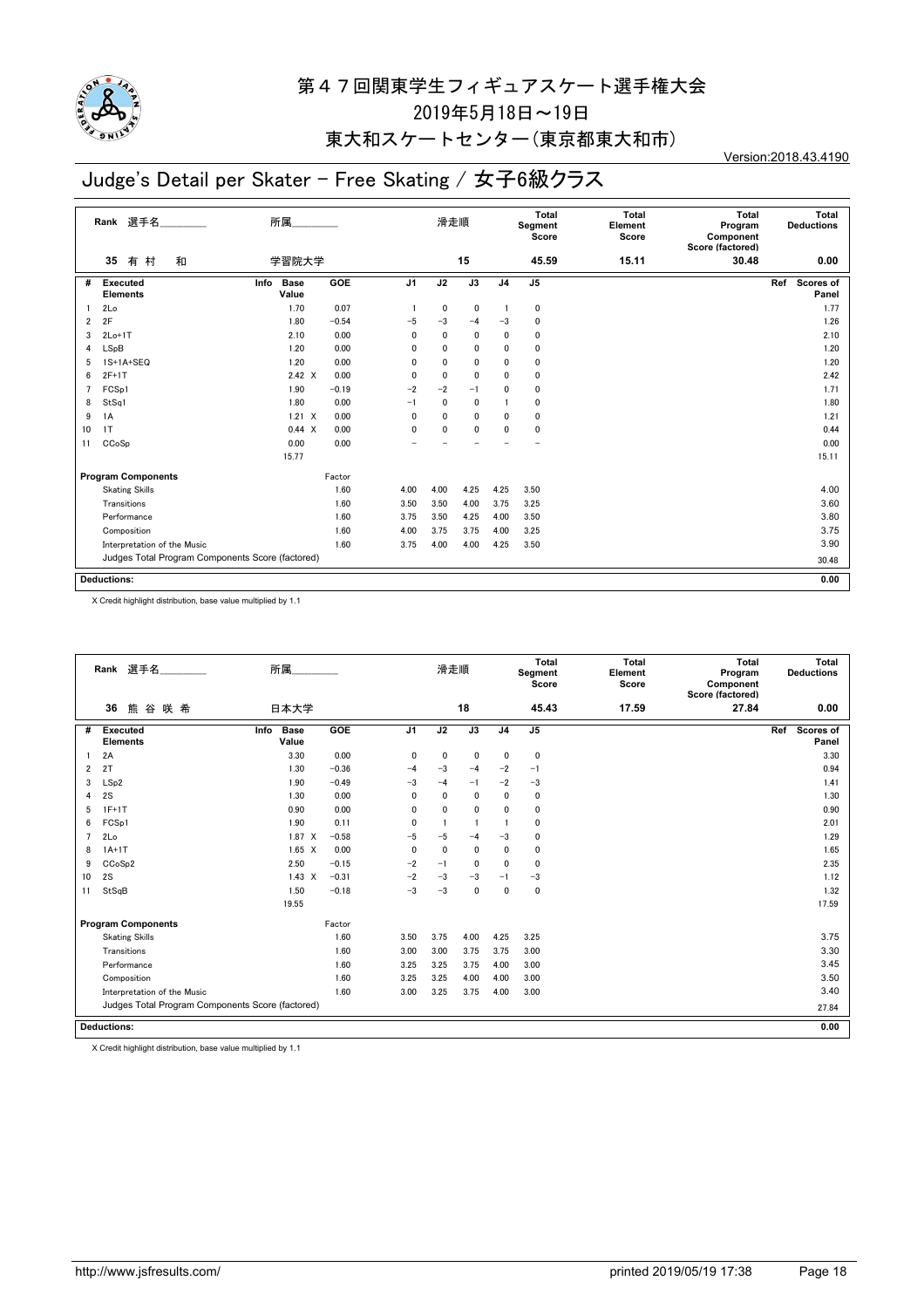# 第４７回関東学生フィギュアスケート選手権大会

2019年5月18日～19日

東大和スケートセンター（東京都東大和市）

Version:2018.43.4190

## Judge's Detail per Skater - Free Skating / 女子6級クラス

| Rank | 選手名 | 所属 | 滑走順 | Total Segment Score | Total Element Score | Total Program Component Score (factored) | Total Deductions |
|---|---|---|---|---|---|---|---|
| 35 | 有 村 和 | 学習院大学 | 15 | 45.59 | 15.11 | 30.48 | 0.00 |

| # | Executed Elements | Info | Base Value | GOE | J1 | J2 | J3 | J4 | J5 | Ref | Scores of Panel |
|---|---|---|---|---|---|---|---|---|---|---|---|
| 1 | 2Lo | | 1.70 | 0.07 | 1 | 0 | 0 | 1 | 0 | | 1.77 |
| 2 | 2F | | 1.80 | −0.54 | −5 | −3 | −4 | −3 | 0 | | 1.26 |
| 3 | 2Lo+1T | | 2.10 | 0.00 | 0 | 0 | 0 | 0 | 0 | | 2.10 |
| 4 | LSpB | | 1.20 | 0.00 | 0 | 0 | 0 | 0 | 0 | | 1.20 |
| 5 | 1S+1A+SEQ | | 1.20 | 0.00 | 0 | 0 | 0 | 0 | 0 | | 1.20 |
| 6 | 2F+1T | | 2.42 X | 0.00 | 0 | 0 | 0 | 0 | 0 | | 2.42 |
| 7 | FCSp1 | | 1.90 | −0.19 | −2 | −2 | −1 | 0 | 0 | | 1.71 |
| 8 | StSq1 | | 1.80 | 0.00 | −1 | 0 | 0 | 1 | 0 | | 1.80 |
| 9 | 1A | | 1.21 X | 0.00 | 0 | 0 | 0 | 0 | 0 | | 1.21 |
| 10 | 1T | | 0.44 X | 0.00 | 0 | 0 | 0 | 0 | 0 | | 0.44 |
| 11 | CCoSp | | 0.00 | 0.00 | − | − | − | − | − | | 0.00 |
| | | | 15.77 | | | | | | | | 15.11 |

| Program Components | Factor | J1 | J2 | J3 | J4 | J5 | Scores of Panel |
|---|---|---|---|---|---|---|---|
| Skating Skills | 1.60 | 4.00 | 4.00 | 4.25 | 4.25 | 3.50 | 4.00 |
| Transitions | 1.60 | 3.50 | 3.50 | 4.00 | 3.75 | 3.25 | 3.60 |
| Performance | 1.60 | 3.75 | 3.50 | 4.25 | 4.00 | 3.50 | 3.80 |
| Composition | 1.60 | 4.00 | 3.75 | 3.75 | 4.00 | 3.25 | 3.75 |
| Interpretation of the Music | 1.60 | 3.75 | 4.00 | 4.00 | 4.25 | 3.50 | 3.90 |
| Judges Total Program Components Score (factored) | | | | | | | 30.48 |

**Deductions:** 0.00

X Credit highlight distribution, base value multiplied by 1.1

| Rank | 選手名 | 所属 | 滑走順 | Total Segment Score | Total Element Score | Total Program Component Score (factored) | Total Deductions |
|---|---|---|---|---|---|---|---|
| 36 | 熊 谷 咲 希 | 日本大学 | 18 | 45.43 | 17.59 | 27.84 | 0.00 |

| # | Executed Elements | Info | Base Value | GOE | J1 | J2 | J3 | J4 | J5 | Ref | Scores of Panel |
|---|---|---|---|---|---|---|---|---|---|---|---|
| 1 | 2A | | 3.30 | 0.00 | 0 | 0 | 0 | 0 | 0 | | 3.30 |
| 2 | 2T | | 1.30 | −0.36 | −4 | −3 | −4 | −2 | −1 | | 0.94 |
| 3 | LSp2 | | 1.90 | −0.49 | −3 | −4 | −1 | −2 | −3 | | 1.41 |
| 4 | 2S | | 1.30 | 0.00 | 0 | 0 | 0 | 0 | 0 | | 1.30 |
| 5 | 1F+1T | | 0.90 | 0.00 | 0 | 0 | 0 | 0 | 0 | | 0.90 |
| 6 | FCSp1 | | 1.90 | 0.11 | 0 | 1 | 1 | 1 | 0 | | 2.01 |
| 7 | 2Lo | | 1.87 X | −0.58 | −5 | −5 | −4 | −3 | 0 | | 1.29 |
| 8 | 1A+1T | | 1.65 X | 0.00 | 0 | 0 | 0 | 0 | 0 | | 1.65 |
| 9 | CCoSp2 | | 2.50 | −0.15 | −2 | −1 | 0 | 0 | 0 | | 2.35 |
| 10 | 2S | | 1.43 X | −0.31 | −2 | −3 | −3 | −1 | −3 | | 1.12 |
| 11 | StSqB | | 1.50 | −0.18 | −3 | −3 | 0 | 0 | 0 | | 1.32 |
| | | | 19.55 | | | | | | | | 17.59 |

| Program Components | Factor | J1 | J2 | J3 | J4 | J5 | Scores of Panel |
|---|---|---|---|---|---|---|---|
| Skating Skills | 1.60 | 3.50 | 3.75 | 4.00 | 4.25 | 3.25 | 3.75 |
| Transitions | 1.60 | 3.00 | 3.00 | 3.75 | 3.75 | 3.00 | 3.30 |
| Performance | 1.60 | 3.25 | 3.25 | 3.75 | 4.00 | 3.00 | 3.45 |
| Composition | 1.60 | 3.25 | 3.25 | 4.00 | 4.00 | 3.00 | 3.50 |
| Interpretation of the Music | 1.60 | 3.00 | 3.25 | 3.75 | 4.00 | 3.00 | 3.40 |
| Judges Total Program Components Score (factored) | | | | | | | 27.84 |

**Deductions:** 0.00

X Credit highlight distribution, base value multiplied by 1.1

http://www.jsfresults.com/ printed 2019/05/19 17:38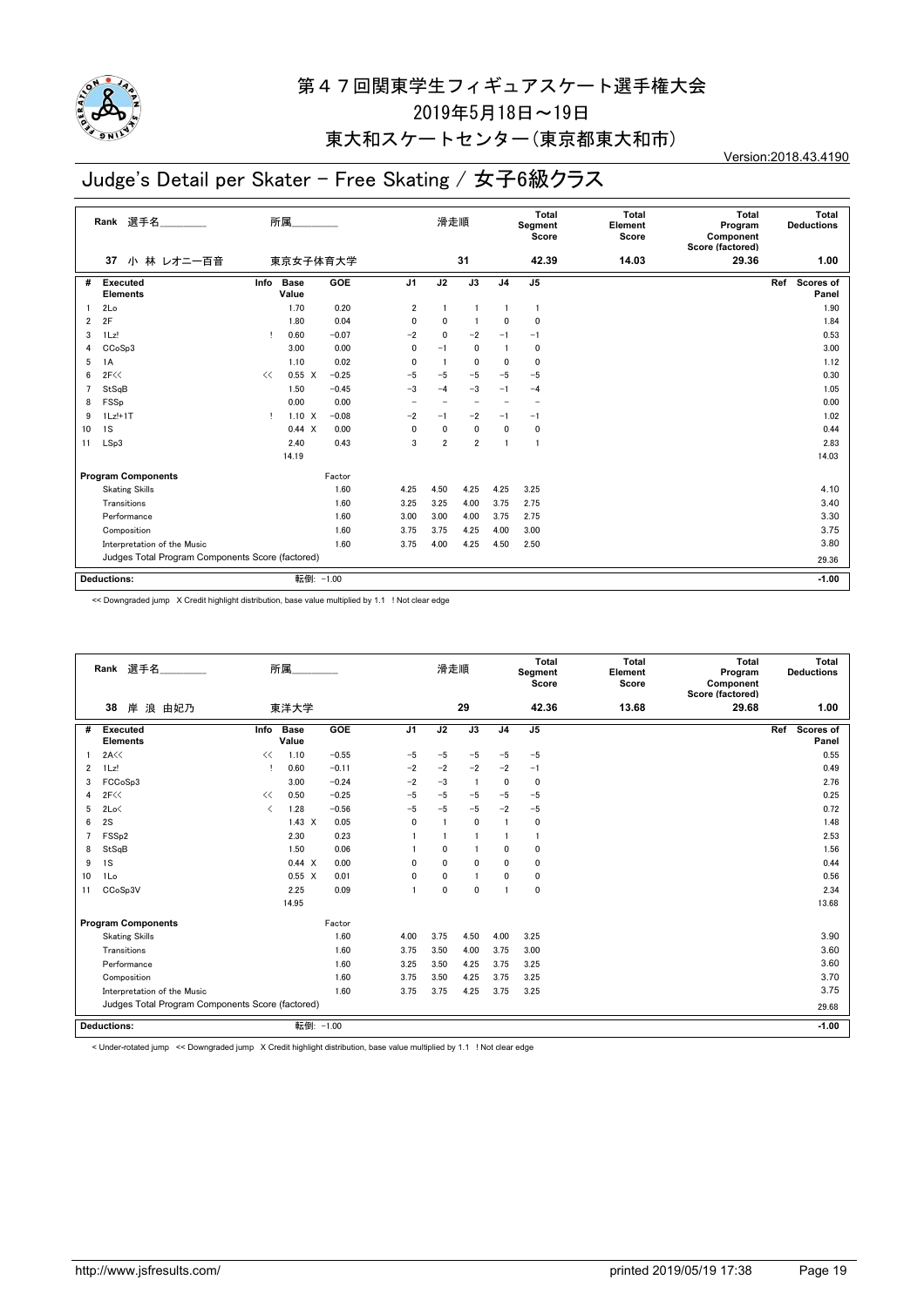# 第４７回関東学生フィギュアスケート選手権大会

2019年5月18日～19日

東大和スケートセンター（東京都東大和市）

Version:2018.43.4190

## Judge's Detail per Skater - Free Skating / 女子6級クラス

| Rank | 選手名 | 所属 | 滑走順 | Total Segment Score | Total Element Score | Total Program Component Score (factored) | Total Deductions |
|---|---|---|---|---|---|---|---|
| 37 | 小 林 レオニー百音 | 東京女子体育大学 | 31 | 42.39 | 14.03 | 29.36 | 1.00 |

| # | Executed Elements | Info | Base Value | | GOE | J1 | J2 | J3 | J4 | J5 | Ref | Scores of Panel |
|---|---|---|---|---|---|---|---|---|---|---|---|---|
| 1 | 2Lo | | 1.70 | | 0.20 | 2 | 1 | 1 | 1 | 1 | | 1.90 |
| 2 | 2F | | 1.80 | | 0.04 | 0 | 0 | 1 | 0 | 0 | | 1.84 |
| 3 | 1Lz! | ! | 0.60 | | −0.07 | −2 | 0 | −2 | −1 | −1 | | 0.53 |
| 4 | CCoSp3 | | 3.00 | | 0.00 | 0 | −1 | 0 | 1 | 0 | | 3.00 |
| 5 | 1A | | 1.10 | | 0.02 | 0 | 1 | 0 | 0 | 0 | | 1.12 |
| 6 | 2F<< | << | 0.55 | X | −0.25 | −5 | −5 | −5 | −5 | −5 | | 0.30 |
| 7 | StSqB | | 1.50 | | −0.45 | −3 | −4 | −3 | −1 | −4 | | 1.05 |
| 8 | FSSp | | 0.00 | | 0.00 | − | − | − | − | − | | 0.00 |
| 9 | 1Lz!+1T | ! | 1.10 | X | −0.08 | −2 | −1 | −2 | −1 | −1 | | 1.02 |
| 10 | 1S | | 0.44 | X | 0.00 | 0 | 0 | 0 | 0 | 0 | | 0.44 |
| 11 | LSp3 | | 2.40 | | 0.43 | 3 | 2 | 2 | 1 | 1 | | 2.83 |
| | | | 14.19 | | | | | | | | | 14.03 |

| Program Components | Factor | J1 | J2 | J3 | J4 | J5 | Scores of Panel |
|---|---|---|---|---|---|---|---|
| Skating Skills | 1.60 | 4.25 | 4.50 | 4.25 | 4.25 | 3.25 | 4.10 |
| Transitions | 1.60 | 3.25 | 3.25 | 4.00 | 3.75 | 2.75 | 3.40 |
| Performance | 1.60 | 3.00 | 3.00 | 4.00 | 3.75 | 2.75 | 3.30 |
| Composition | 1.60 | 3.75 | 3.75 | 4.25 | 4.00 | 3.00 | 3.75 |
| Interpretation of the Music | 1.60 | 3.75 | 4.00 | 4.25 | 4.50 | 2.50 | 3.80 |
| Judges Total Program Components Score (factored) | | | | | | | 29.36 |

| Deductions: | 転倒: −1.00 | −1.00 |
|---|---|---|

<< Downgraded jump X Credit highlight distribution, base value multiplied by 1.1 ! Not clear edge

| Rank | 選手名 | 所属 | 滑走順 | Total Segment Score | Total Element Score | Total Program Component Score (factored) | Total Deductions |
|---|---|---|---|---|---|---|---|
| 38 | 岸 浪 由妃乃 | 東洋大学 | 29 | 42.36 | 13.68 | 29.68 | 1.00 |

| # | Executed Elements | Info | Base Value | | GOE | J1 | J2 | J3 | J4 | J5 | Ref | Scores of Panel |
|---|---|---|---|---|---|---|---|---|---|---|---|---|
| 1 | 2A<< | << | 1.10 | | −0.55 | −5 | −5 | −5 | −5 | −5 | | 0.55 |
| 2 | 1Lz! | ! | 0.60 | | −0.11 | −2 | −2 | −2 | −2 | −1 | | 0.49 |
| 3 | FCCoSp3 | | 3.00 | | −0.24 | −2 | −3 | 1 | 0 | 0 | | 2.76 |
| 4 | 2F<< | << | 0.50 | | −0.25 | −5 | −5 | −5 | −5 | −5 | | 0.25 |
| 5 | 2Lo< | < | 1.28 | | −0.56 | −5 | −5 | −5 | −2 | −5 | | 0.72 |
| 6 | 2S | | 1.43 | X | 0.05 | 0 | 1 | 0 | 1 | 0 | | 1.48 |
| 7 | FSSp2 | | 2.30 | | 0.23 | 1 | 1 | 1 | 1 | 1 | | 2.53 |
| 8 | StSqB | | 1.50 | | 0.06 | 1 | 0 | 1 | 0 | 0 | | 1.56 |
| 9 | 1S | | 0.44 | X | 0.00 | 0 | 0 | 0 | 0 | 0 | | 0.44 |
| 10 | 1Lo | | 0.55 | X | 0.01 | 0 | 0 | 1 | 0 | 0 | | 0.56 |
| 11 | CCoSp3V | | 2.25 | | 0.09 | 1 | 0 | 0 | 1 | 0 | | 2.34 |
| | | | 14.95 | | | | | | | | | 13.68 |

| Program Components | Factor | J1 | J2 | J3 | J4 | J5 | Scores of Panel |
|---|---|---|---|---|---|---|---|
| Skating Skills | 1.60 | 4.00 | 3.75 | 4.50 | 4.00 | 3.25 | 3.90 |
| Transitions | 1.60 | 3.75 | 3.50 | 4.00 | 3.75 | 3.00 | 3.60 |
| Performance | 1.60 | 3.25 | 3.50 | 4.25 | 3.75 | 3.25 | 3.60 |
| Composition | 1.60 | 3.75 | 3.50 | 4.25 | 3.75 | 3.25 | 3.70 |
| Interpretation of the Music | 1.60 | 3.75 | 3.75 | 4.25 | 3.75 | 3.25 | 3.75 |
| Judges Total Program Components Score (factored) | | | | | | | 29.68 |

| Deductions: | 転倒: −1.00 | −1.00 |
|---|---|---|

< Under-rotated jump << Downgraded jump X Credit highlight distribution, base value multiplied by 1.1 ! Not clear edge

http://www.jsfresults.com/ printed 2019/05/19 17:38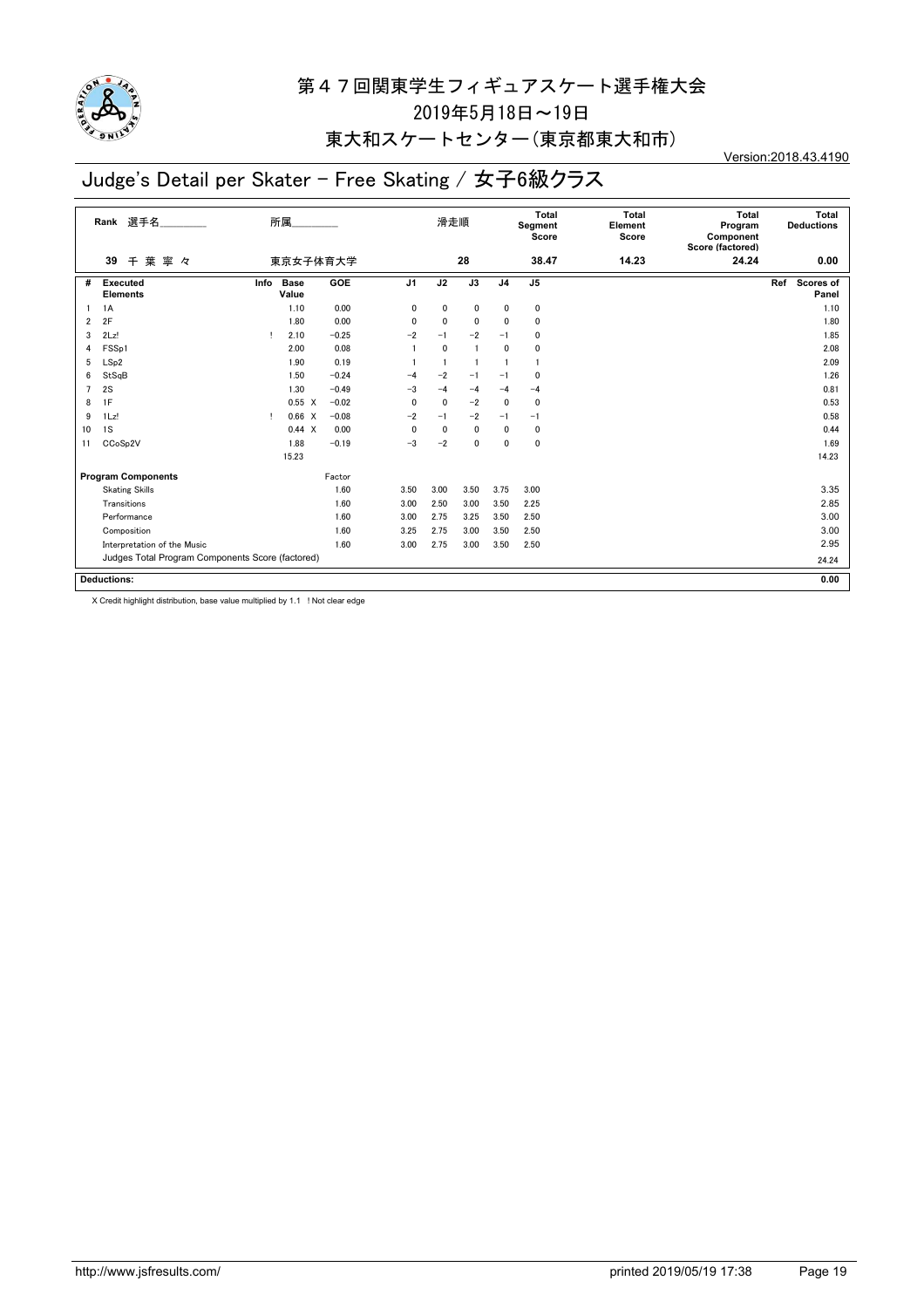# 第４７回関東学生フィギュアスケート選手権大会

2019年5月18日～19日

東大和スケートセンター(東京都東大和市)

Version:2018.43.4190

## Judge's Detail per Skater - Free Skating / 女子6級クラス

| Rank | 選手名 | 所属 | 滑走順 | Total Segment Score | Total Element Score | Total Program Component Score (factored) | Total Deductions |
|---|---|---|---|---|---|---|---|
| 39 | 千 葉 寧 々 | 東京女子体育大学 | 28 | 38.47 | 14.23 | 24.24 | 0.00 |

| # | Executed Elements | Info | Base Value | | GOE | J1 | J2 | J3 | J4 | J5 | Ref | Scores of Panel |
|---|---|---|---|---|---|---|---|---|---|---|---|---|
| 1 | 1A | | 1.10 | | 0.00 | 0 | 0 | 0 | 0 | 0 | | 1.10 |
| 2 | 2F | | 1.80 | | 0.00 | 0 | 0 | 0 | 0 | 0 | | 1.80 |
| 3 | 2Lz! | ! | 2.10 | | −0.25 | −2 | −1 | −2 | −1 | 0 | | 1.85 |
| 4 | FSSp1 | | 2.00 | | 0.08 | 1 | 0 | 1 | 0 | 0 | | 2.08 |
| 5 | LSp2 | | 1.90 | | 0.19 | 1 | 1 | 1 | 1 | 1 | | 2.09 |
| 6 | StSqB | | 1.50 | | −0.24 | −4 | −2 | −1 | −1 | 0 | | 1.26 |
| 7 | 2S | | 1.30 | | −0.49 | −3 | −4 | −4 | −4 | −4 | | 0.81 |
| 8 | 1F | | 0.55 | X | −0.02 | 0 | 0 | −2 | 0 | 0 | | 0.53 |
| 9 | 1Lz! | ! | 0.66 | X | −0.08 | −2 | −1 | −2 | −1 | −1 | | 0.58 |
| 10 | 1S | | 0.44 | X | 0.00 | 0 | 0 | 0 | 0 | 0 | | 0.44 |
| 11 | CCoSp2V | | 1.88 | | −0.19 | −3 | −2 | 0 | 0 | 0 | | 1.69 |
| | | | 15.23 | | | | | | | | | 14.23 |

| Program Components | Factor | J1 | J2 | J3 | J4 | J5 | | Scores of Panel |
|---|---|---|---|---|---|---|---|---|
| Skating Skills | 1.60 | 3.50 | 3.00 | 3.50 | 3.75 | 3.00 | | 3.35 |
| Transitions | 1.60 | 3.00 | 2.50 | 3.00 | 3.50 | 2.25 | | 2.85 |
| Performance | 1.60 | 3.00 | 2.75 | 3.25 | 3.50 | 2.50 | | 3.00 |
| Composition | 1.60 | 3.25 | 2.75 | 3.00 | 3.50 | 2.50 | | 3.00 |
| Interpretation of the Music | 1.60 | 3.00 | 2.75 | 3.00 | 3.50 | 2.50 | | 2.95 |
| Judges Total Program Components Score (factored) | | | | | | | | 24.24 |

| Deductions: | 0.00 |
|---|---|

X Credit highlight distribution, base value multiplied by 1.1 ! Not clear edge

http://www.jsfresults.com/ printed 2019/05/19 17:38